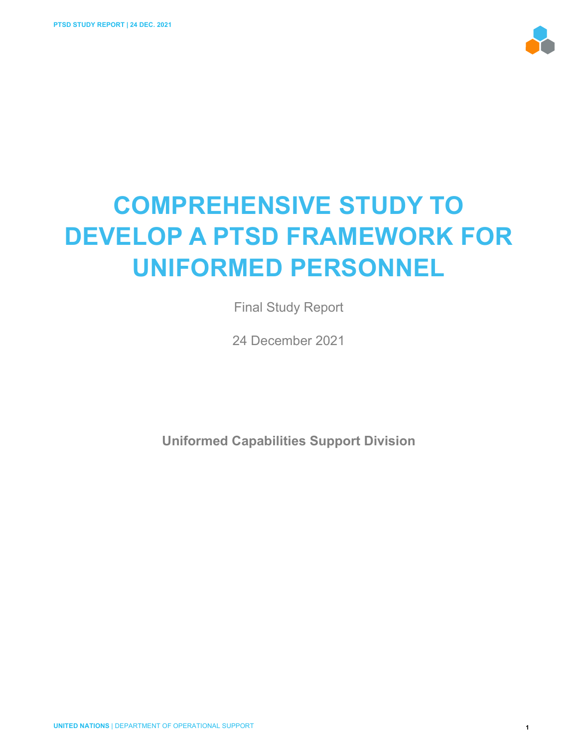# COMPREHENSIVE STUDY TO DEVELOP A PTSD FRAMEWORK FOR UNIFORMED PERSONNEL

Final Study Report

24 December 2021

**Uniformed Capabilities Support Division**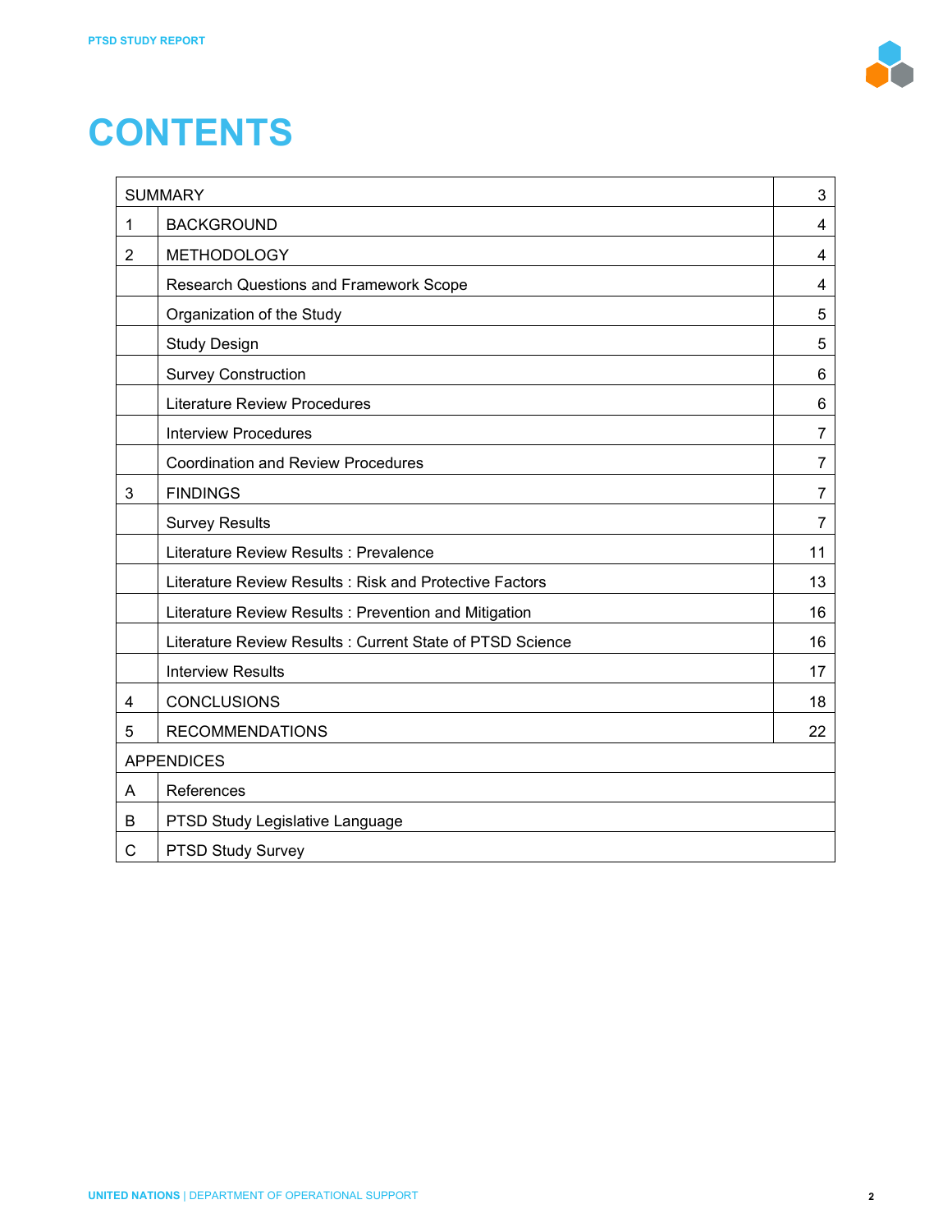# CONTENTS

| | | |
|---|---|---|
| SUMMARY | | 3 |
| 1 | BACKGROUND | 4 |
| 2 | METHODOLOGY | 4 |
| | Research Questions and Framework Scope | 4 |
| | Organization of the Study | 5 |
| | Study Design | 5 |
| | Survey Construction | 6 |
| | Literature Review Procedures | 6 |
| | Interview Procedures | 7 |
| | Coordination and Review Procedures | 7 |
| 3 | FINDINGS | 7 |
| | Survey Results | 7 |
| | Literature Review Results : Prevalence | 11 |
| | Literature Review Results : Risk and Protective Factors | 13 |
| | Literature Review Results : Prevention and Mitigation | 16 |
| | Literature Review Results : Current State of PTSD Science | 16 |
| | Interview Results | 17 |
| 4 | CONCLUSIONS | 18 |
| 5 | RECOMMENDATIONS | 22 |
| APPENDICES | | |
| A | References | |
| B | PTSD Study Legislative Language | |
| C | PTSD Study Survey | |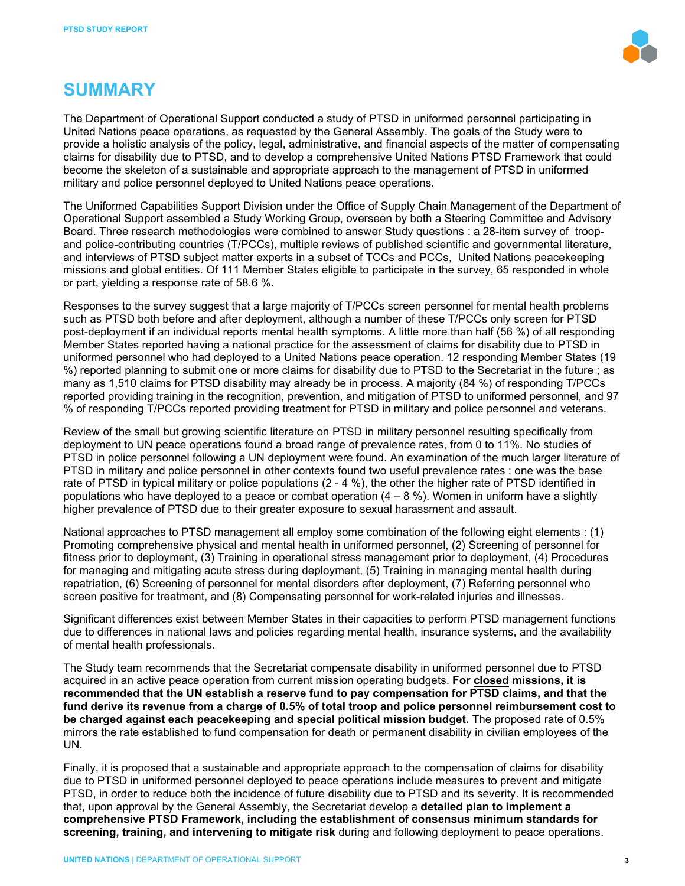# SUMMARY

The Department of Operational Support conducted a study of PTSD in uniformed personnel participating in United Nations peace operations, as requested by the General Assembly. The goals of the Study were to provide a holistic analysis of the policy, legal, administrative, and financial aspects of the matter of compensating claims for disability due to PTSD, and to develop a comprehensive United Nations PTSD Framework that could become the skeleton of a sustainable and appropriate approach to the management of PTSD in uniformed military and police personnel deployed to United Nations peace operations.

The Uniformed Capabilities Support Division under the Office of Supply Chain Management of the Department of Operational Support assembled a Study Working Group, overseen by both a Steering Committee and Advisory Board. Three research methodologies were combined to answer Study questions : a 28-item survey of troop- and police-contributing countries (T/PCCs), multiple reviews of published scientific and governmental literature, and interviews of PTSD subject matter experts in a subset of TCCs and PCCs, United Nations peacekeeping missions and global entities. Of 111 Member States eligible to participate in the survey, 65 responded in whole or part, yielding a response rate of 58.6 %.

Responses to the survey suggest that a large majority of T/PCCs screen personnel for mental health problems such as PTSD both before and after deployment, although a number of these T/PCCs only screen for PTSD post-deployment if an individual reports mental health symptoms. A little more than half (56 %) of all responding Member States reported having a national practice for the assessment of claims for disability due to PTSD in uniformed personnel who had deployed to a United Nations peace operation. 12 responding Member States (19 %) reported planning to submit one or more claims for disability due to PTSD to the Secretariat in the future ; as many as 1,510 claims for PTSD disability may already be in process. A majority (84 %) of responding T/PCCs reported providing training in the recognition, prevention, and mitigation of PTSD to uniformed personnel, and 97 % of responding T/PCCs reported providing treatment for PTSD in military and police personnel and veterans.

Review of the small but growing scientific literature on PTSD in military personnel resulting specifically from deployment to UN peace operations found a broad range of prevalence rates, from 0 to 11%. No studies of PTSD in police personnel following a UN deployment were found. An examination of the much larger literature of PTSD in military and police personnel in other contexts found two useful prevalence rates : one was the base rate of PTSD in typical military or police populations (2 - 4 %), the other the higher rate of PTSD identified in populations who have deployed to a peace or combat operation (4 – 8 %). Women in uniform have a slightly higher prevalence of PTSD due to their greater exposure to sexual harassment and assault.

National approaches to PTSD management all employ some combination of the following eight elements : (1) Promoting comprehensive physical and mental health in uniformed personnel, (2) Screening of personnel for fitness prior to deployment, (3) Training in operational stress management prior to deployment, (4) Procedures for managing and mitigating acute stress during deployment, (5) Training in managing mental health during repatriation, (6) Screening of personnel for mental disorders after deployment, (7) Referring personnel who screen positive for treatment, and (8) Compensating personnel for work-related injuries and illnesses.

Significant differences exist between Member States in their capacities to perform PTSD management functions due to differences in national laws and policies regarding mental health, insurance systems, and the availability of mental health professionals.

The Study team recommends that the Secretariat compensate disability in uniformed personnel due to PTSD acquired in an active peace operation from current mission operating budgets. **For closed missions, it is recommended that the UN establish a reserve fund to pay compensation for PTSD claims, and that the fund derive its revenue from a charge of 0.5% of total troop and police personnel reimbursement cost to be charged against each peacekeeping and special political mission budget.** The proposed rate of 0.5% mirrors the rate established to fund compensation for death or permanent disability in civilian employees of the UN.

Finally, it is proposed that a sustainable and appropriate approach to the compensation of claims for disability due to PTSD in uniformed personnel deployed to peace operations include measures to prevent and mitigate PTSD, in order to reduce both the incidence of future disability due to PTSD and its severity. It is recommended that, upon approval by the General Assembly, the Secretariat develop a **detailed plan to implement a comprehensive PTSD Framework, including the establishment of consensus minimum standards for screening, training, and intervening to mitigate risk** during and following deployment to peace operations.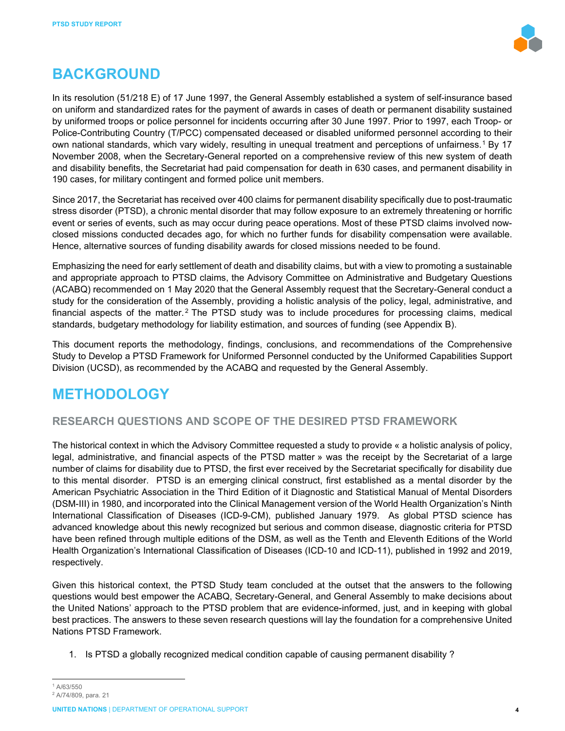# BACKGROUND

In its resolution (51/218 E) of 17 June 1997, the General Assembly established a system of self-insurance based on uniform and standardized rates for the payment of awards in cases of death or permanent disability sustained by uniformed troops or police personnel for incidents occurring after 30 June 1997. Prior to 1997, each Troop- or Police-Contributing Country (T/PCC) compensated deceased or disabled uniformed personnel according to their own national standards, which vary widely, resulting in unequal treatment and perceptions of unfairness.[1] By 17 November 2008, when the Secretary-General reported on a comprehensive review of this new system of death and disability benefits, the Secretariat had paid compensation for death in 630 cases, and permanent disability in 190 cases, for military contingent and formed police unit members.

Since 2017, the Secretariat has received over 400 claims for permanent disability specifically due to post-traumatic stress disorder (PTSD), a chronic mental disorder that may follow exposure to an extremely threatening or horrific event or series of events, such as may occur during peace operations. Most of these PTSD claims involved now-closed missions conducted decades ago, for which no further funds for disability compensation were available. Hence, alternative sources of funding disability awards for closed missions needed to be found.

Emphasizing the need for early settlement of death and disability claims, but with a view to promoting a sustainable and appropriate approach to PTSD claims, the Advisory Committee on Administrative and Budgetary Questions (ACABQ) recommended on 1 May 2020 that the General Assembly request that the Secretary-General conduct a study for the consideration of the Assembly, providing a holistic analysis of the policy, legal, administrative, and financial aspects of the matter.[2] The PTSD study was to include procedures for processing claims, medical standards, budgetary methodology for liability estimation, and sources of funding (see Appendix B).

This document reports the methodology, findings, conclusions, and recommendations of the Comprehensive Study to Develop a PTSD Framework for Uniformed Personnel conducted by the Uniformed Capabilities Support Division (UCSD), as recommended by the ACABQ and requested by the General Assembly.

# METHODOLOGY

## RESEARCH QUESTIONS AND SCOPE OF THE DESIRED PTSD FRAMEWORK

The historical context in which the Advisory Committee requested a study to provide « a holistic analysis of policy, legal, administrative, and financial aspects of the PTSD matter » was the receipt by the Secretariat of a large number of claims for disability due to PTSD, the first ever received by the Secretariat specifically for disability due to this mental disorder. PTSD is an emerging clinical construct, first established as a mental disorder by the American Psychiatric Association in the Third Edition of it Diagnostic and Statistical Manual of Mental Disorders (DSM-III) in 1980, and incorporated into the Clinical Management version of the World Health Organization's Ninth International Classification of Diseases (ICD-9-CM), published January 1979. As global PTSD science has advanced knowledge about this newly recognized but serious and common disease, diagnostic criteria for PTSD have been refined through multiple editions of the DSM, as well as the Tenth and Eleventh Editions of the World Health Organization's International Classification of Diseases (ICD-10 and ICD-11), published in 1992 and 2019, respectively.

Given this historical context, the PTSD Study team concluded at the outset that the answers to the following questions would best empower the ACABQ, Secretary-General, and General Assembly to make decisions about the United Nations' approach to the PTSD problem that are evidence-informed, just, and in keeping with global best practices. The answers to these seven research questions will lay the foundation for a comprehensive United Nations PTSD Framework.

1. Is PTSD a globally recognized medical condition capable of causing permanent disability ?

---

[1] A/63/550

[2] A/74/809, para. 21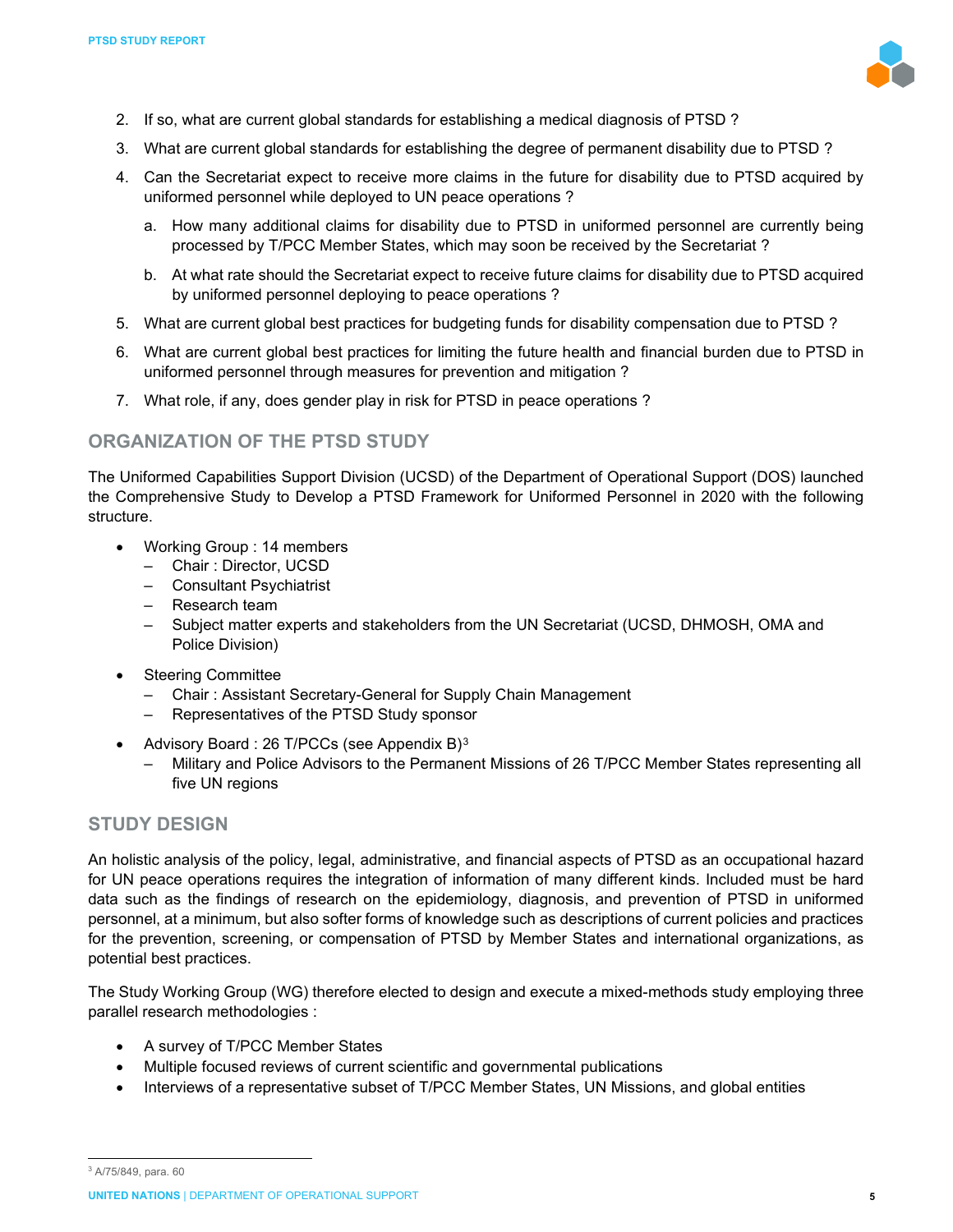2. If so, what are current global standards for establishing a medical diagnosis of PTSD ?
3. What are current global standards for establishing the degree of permanent disability due to PTSD ?
4. Can the Secretariat expect to receive more claims in the future for disability due to PTSD acquired by uniformed personnel while deployed to UN peace operations ?
    a. How many additional claims for disability due to PTSD in uniformed personnel are currently being processed by T/PCC Member States, which may soon be received by the Secretariat ?
    b. At what rate should the Secretariat expect to receive future claims for disability due to PTSD acquired by uniformed personnel deploying to peace operations ?
5. What are current global best practices for budgeting funds for disability compensation due to PTSD ?
6. What are current global best practices for limiting the future health and financial burden due to PTSD in uniformed personnel through measures for prevention and mitigation ?
7. What role, if any, does gender play in risk for PTSD in peace operations ?

## ORGANIZATION OF THE PTSD STUDY

The Uniformed Capabilities Support Division (UCSD) of the Department of Operational Support (DOS) launched the Comprehensive Study to Develop a PTSD Framework for Uniformed Personnel in 2020 with the following structure.

- Working Group : 14 members
    - Chair : Director, UCSD
    - Consultant Psychiatrist
    - Research team
    - Subject matter experts and stakeholders from the UN Secretariat (UCSD, DHMOSH, OMA and Police Division)
- Steering Committee
    - Chair : Assistant Secretary-General for Supply Chain Management
    - Representatives of the PTSD Study sponsor
- Advisory Board : 26 T/PCCs (see Appendix B)[3]
    - Military and Police Advisors to the Permanent Missions of 26 T/PCC Member States representing all five UN regions

## STUDY DESIGN

An holistic analysis of the policy, legal, administrative, and financial aspects of PTSD as an occupational hazard for UN peace operations requires the integration of information of many different kinds. Included must be hard data such as the findings of research on the epidemiology, diagnosis, and prevention of PTSD in uniformed personnel, at a minimum, but also softer forms of knowledge such as descriptions of current policies and practices for the prevention, screening, or compensation of PTSD by Member States and international organizations, as potential best practices.

The Study Working Group (WG) therefore elected to design and execute a mixed-methods study employing three parallel research methodologies :

- A survey of T/PCC Member States
- Multiple focused reviews of current scientific and governmental publications
- Interviews of a representative subset of T/PCC Member States, UN Missions, and global entities

[3] A/75/849, para. 60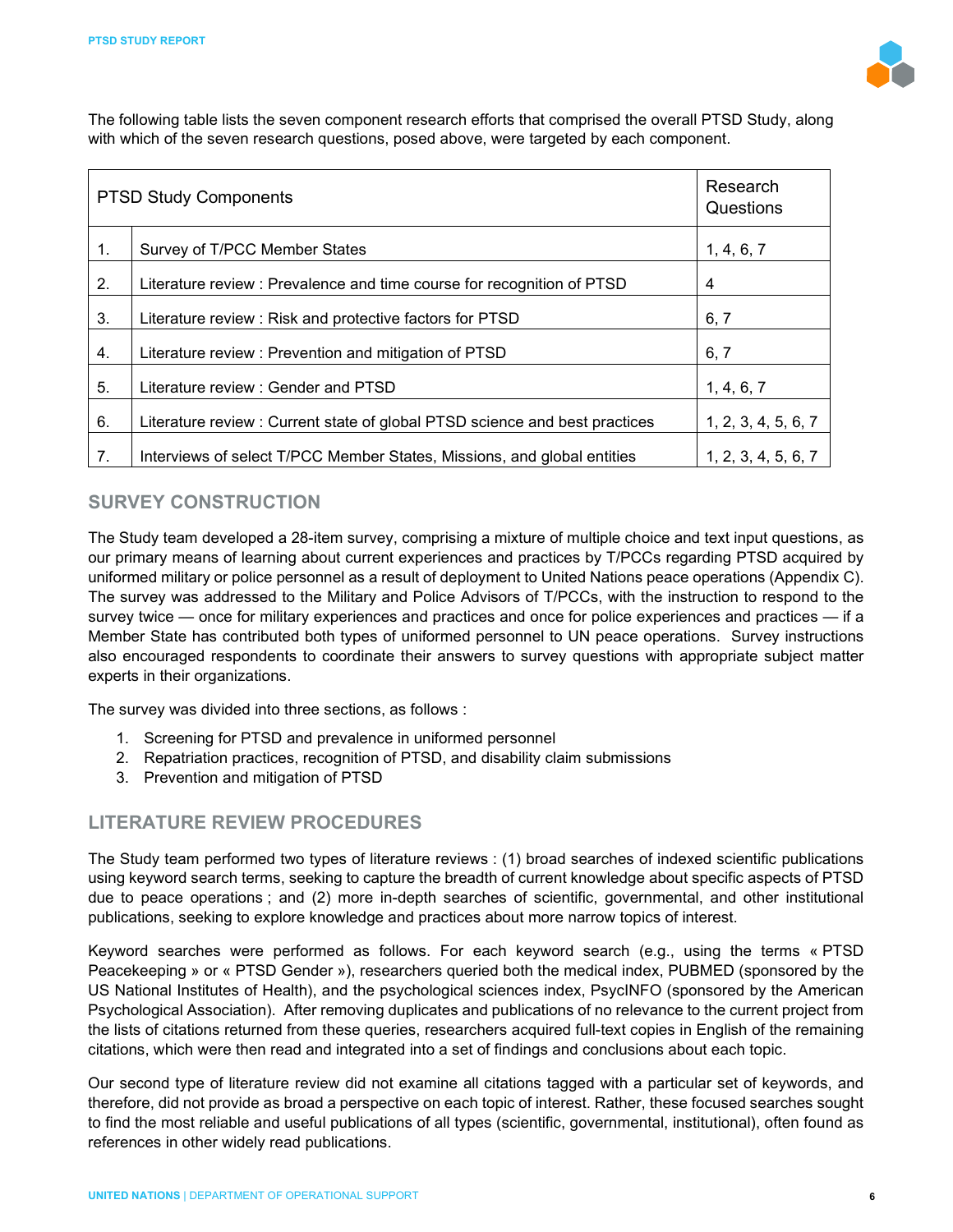The following table lists the seven component research efforts that comprised the overall PTSD Study, along with which of the seven research questions, posed above, were targeted by each component.

| PTSD Study Components | | Research Questions |
|---|---|---|
| 1. | Survey of T/PCC Member States | 1, 4, 6, 7 |
| 2. | Literature review : Prevalence and time course for recognition of PTSD | 4 |
| 3. | Literature review : Risk and protective factors for PTSD | 6, 7 |
| 4. | Literature review : Prevention and mitigation of PTSD | 6, 7 |
| 5. | Literature review : Gender and PTSD | 1, 4, 6, 7 |
| 6. | Literature review : Current state of global PTSD science and best practices | 1, 2, 3, 4, 5, 6, 7 |
| 7. | Interviews of select T/PCC Member States, Missions, and global entities | 1, 2, 3, 4, 5, 6, 7 |

## SURVEY CONSTRUCTION

The Study team developed a 28-item survey, comprising a mixture of multiple choice and text input questions, as our primary means of learning about current experiences and practices by T/PCCs regarding PTSD acquired by uniformed military or police personnel as a result of deployment to United Nations peace operations (Appendix C). The survey was addressed to the Military and Police Advisors of T/PCCs, with the instruction to respond to the survey twice — once for military experiences and practices and once for police experiences and practices — if a Member State has contributed both types of uniformed personnel to UN peace operations. Survey instructions also encouraged respondents to coordinate their answers to survey questions with appropriate subject matter experts in their organizations.

The survey was divided into three sections, as follows :

1. Screening for PTSD and prevalence in uniformed personnel
2. Repatriation practices, recognition of PTSD, and disability claim submissions
3. Prevention and mitigation of PTSD

## LITERATURE REVIEW PROCEDURES

The Study team performed two types of literature reviews : (1) broad searches of indexed scientific publications using keyword search terms, seeking to capture the breadth of current knowledge about specific aspects of PTSD due to peace operations ; and (2) more in-depth searches of scientific, governmental, and other institutional publications, seeking to explore knowledge and practices about more narrow topics of interest.

Keyword searches were performed as follows. For each keyword search (e.g., using the terms « PTSD Peacekeeping » or « PTSD Gender »), researchers queried both the medical index, PUBMED (sponsored by the US National Institutes of Health), and the psychological sciences index, PsycINFO (sponsored by the American Psychological Association). After removing duplicates and publications of no relevance to the current project from the lists of citations returned from these queries, researchers acquired full-text copies in English of the remaining citations, which were then read and integrated into a set of findings and conclusions about each topic.

Our second type of literature review did not examine all citations tagged with a particular set of keywords, and therefore, did not provide as broad a perspective on each topic of interest. Rather, these focused searches sought to find the most reliable and useful publications of all types (scientific, governmental, institutional), often found as references in other widely read publications.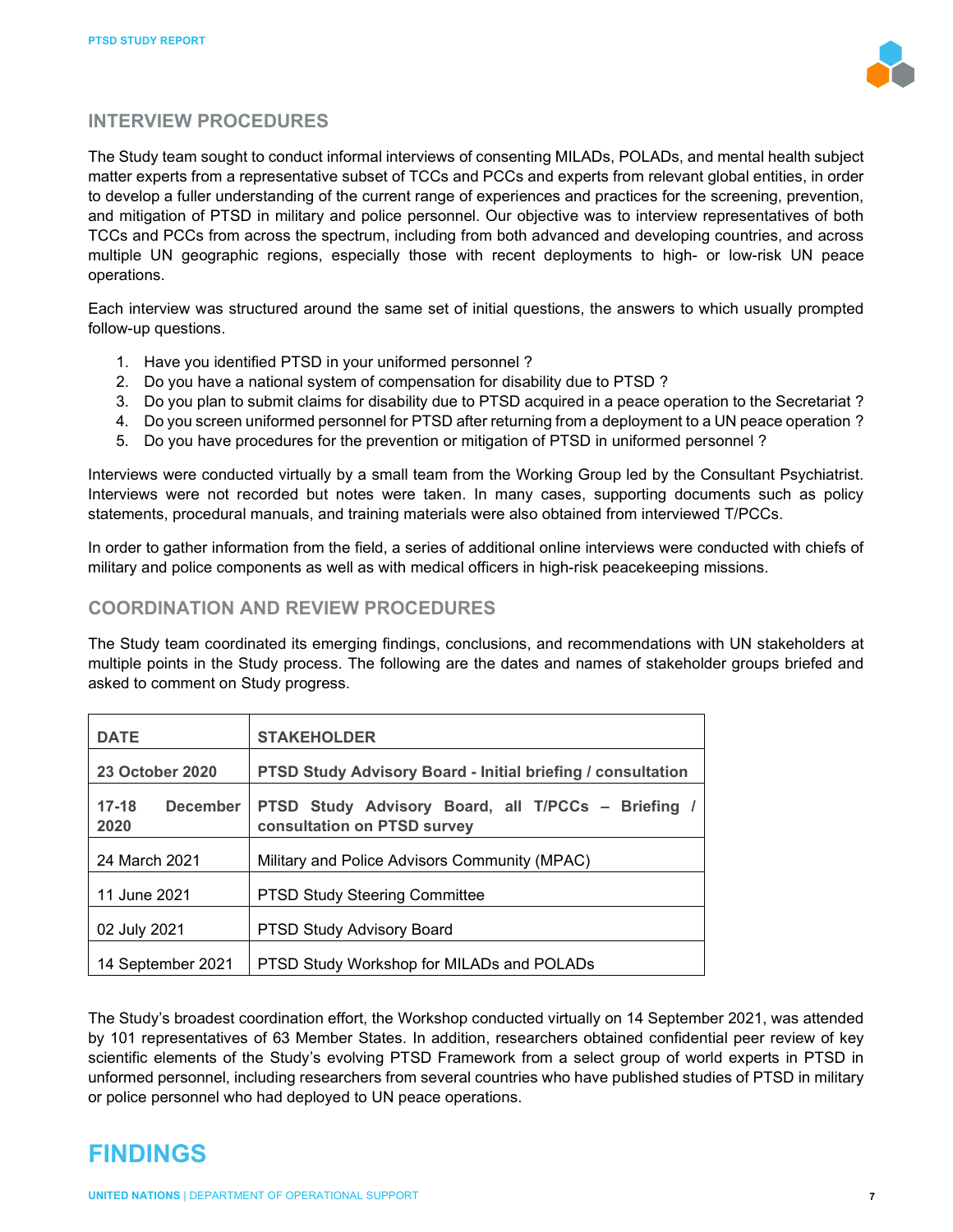## INTERVIEW PROCEDURES

The Study team sought to conduct informal interviews of consenting MILADs, POLADs, and mental health subject matter experts from a representative subset of TCCs and PCCs and experts from relevant global entities, in order to develop a fuller understanding of the current range of experiences and practices for the screening, prevention, and mitigation of PTSD in military and police personnel. Our objective was to interview representatives of both TCCs and PCCs from across the spectrum, including from both advanced and developing countries, and across multiple UN geographic regions, especially those with recent deployments to high- or low-risk UN peace operations.

Each interview was structured around the same set of initial questions, the answers to which usually prompted follow-up questions.

1. Have you identified PTSD in your uniformed personnel ?
2. Do you have a national system of compensation for disability due to PTSD ?
3. Do you plan to submit claims for disability due to PTSD acquired in a peace operation to the Secretariat ?
4. Do you screen uniformed personnel for PTSD after returning from a deployment to a UN peace operation ?
5. Do you have procedures for the prevention or mitigation of PTSD in uniformed personnel ?

Interviews were conducted virtually by a small team from the Working Group led by the Consultant Psychiatrist. Interviews were not recorded but notes were taken. In many cases, supporting documents such as policy statements, procedural manuals, and training materials were also obtained from interviewed T/PCCs.

In order to gather information from the field, a series of additional online interviews were conducted with chiefs of military and police components as well as with medical officers in high-risk peacekeeping missions.

## COORDINATION AND REVIEW PROCEDURES

The Study team coordinated its emerging findings, conclusions, and recommendations with UN stakeholders at multiple points in the Study process. The following are the dates and names of stakeholder groups briefed and asked to comment on Study progress.

| DATE | STAKEHOLDER |
|---|---|
| **23 October 2020** | **PTSD Study Advisory Board - Initial briefing / consultation** |
| **17-18 December 2020** | **PTSD Study Advisory Board, all T/PCCs – Briefing / consultation on PTSD survey** |
| 24 March 2021 | Military and Police Advisors Community (MPAC) |
| 11 June 2021 | PTSD Study Steering Committee |
| 02 July 2021 | PTSD Study Advisory Board |
| 14 September 2021 | PTSD Study Workshop for MILADs and POLADs |

The Study's broadest coordination effort, the Workshop conducted virtually on 14 September 2021, was attended by 101 representatives of 63 Member States. In addition, researchers obtained confidential peer review of key scientific elements of the Study's evolving PTSD Framework from a select group of world experts in PTSD in unformed personnel, including researchers from several countries who have published studies of PTSD in military or police personnel who had deployed to UN peace operations.

# FINDINGS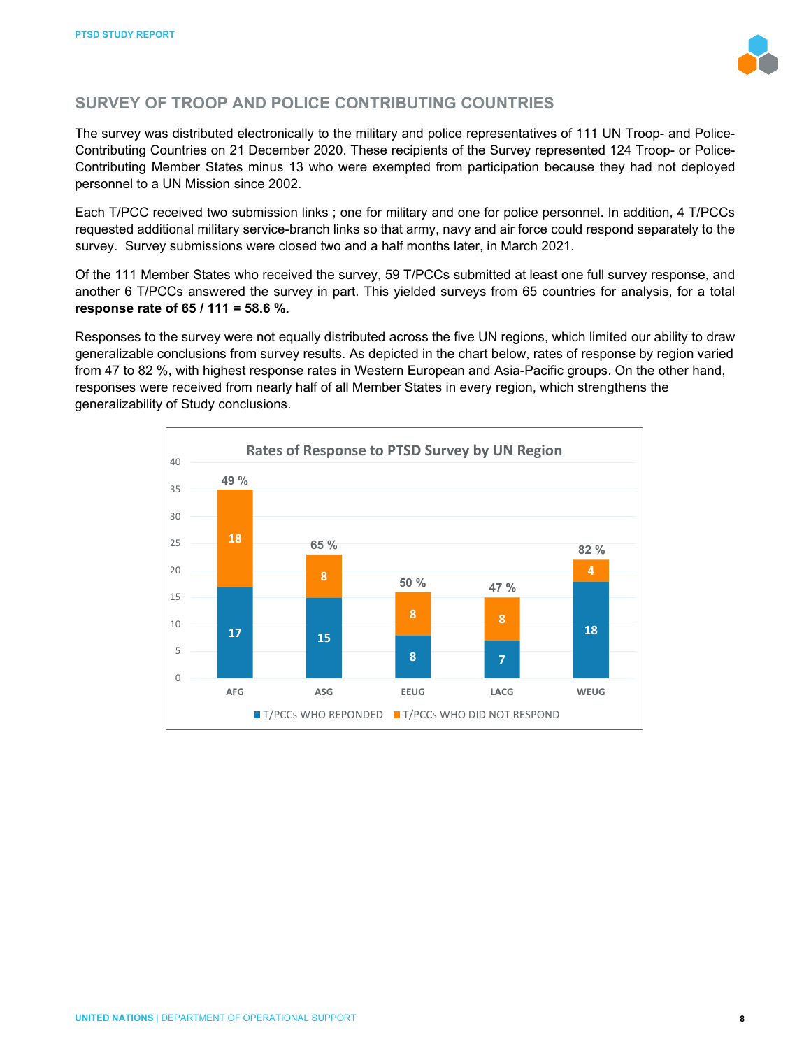## SURVEY OF TROOP AND POLICE CONTRIBUTING COUNTRIES

The survey was distributed electronically to the military and police representatives of 111 UN Troop- and Police-Contributing Countries on 21 December 2020. These recipients of the Survey represented 124 Troop- or Police-Contributing Member States minus 13 who were exempted from participation because they had not deployed personnel to a UN Mission since 2002.

Each T/PCC received two submission links ; one for military and one for police personnel. In addition, 4 T/PCCs requested additional military service-branch links so that army, navy and air force could respond separately to the survey. Survey submissions were closed two and a half months later, in March 2021.

Of the 111 Member States who received the survey, 59 T/PCCs submitted at least one full survey response, and another 6 T/PCCs answered the survey in part. This yielded surveys from 65 countries for analysis, for a total **response rate of 65 / 111 = 58.6 %.**

Responses to the survey were not equally distributed across the five UN regions, which limited our ability to draw generalizable conclusions from survey results. As depicted in the chart below, rates of response by region varied from 47 to 82 %, with highest response rates in Western European and Asia-Pacific groups. On the other hand, responses were received from nearly half of all Member States in every region, which strengthens the generalizability of Study conclusions.

**Rates of Response to PTSD Survey by UN Region**

| Region | T/PCCs WHO REPONDED | T/PCCs WHO DID NOT RESPOND | Response rate |
|---|---|---|---|
| AFG | 17 | 18 | 49 % |
| ASG | 15 | 8 | 65 % |
| EEUG | 8 | 8 | 50 % |
| LACG | 7 | 8 | 47 % |
| WEUG | 18 | 4 | 82 % |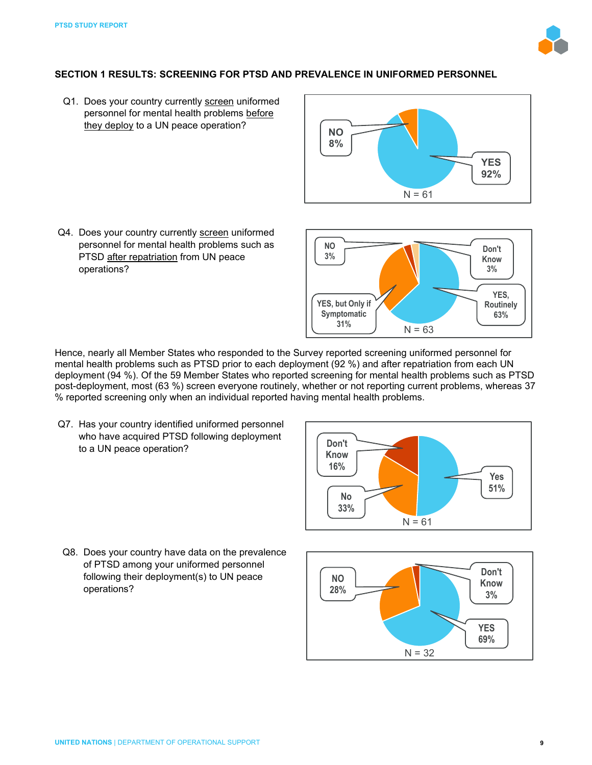## SECTION 1 RESULTS: SCREENING FOR PTSD AND PREVALENCE IN UNIFORMED PERSONNEL

Q1. Does your country currently screen uniformed personnel for mental health problems before they deploy to a UN peace operation?

NO 8%
YES 92%
N = 61

Q4. Does your country currently screen uniformed personnel for mental health problems such as PTSD after repatriation from UN peace operations?

NO 3%
Don't Know 3%
YES, but Only if Symptomatic 31%
YES, Routinely 63%
N = 63

Hence, nearly all Member States who responded to the Survey reported screening uniformed personnel for mental health problems such as PTSD prior to each deployment (92 %) and after repatriation from each UN deployment (94 %). Of the 59 Member States who reported screening for mental health problems such as PTSD post-deployment, most (63 %) screen everyone routinely, whether or not reporting current problems, whereas 37 % reported screening only when an individual reported having mental health problems.

Q7. Has your country identified uniformed personnel who have acquired PTSD following deployment to a UN peace operation?

Don't Know 16%
No 33%
Yes 51%
N = 61

Q8. Does your country have data on the prevalence of PTSD among your uniformed personnel following their deployment(s) to UN peace operations?

NO 28%
Don't Know 3%
YES 69%
N = 32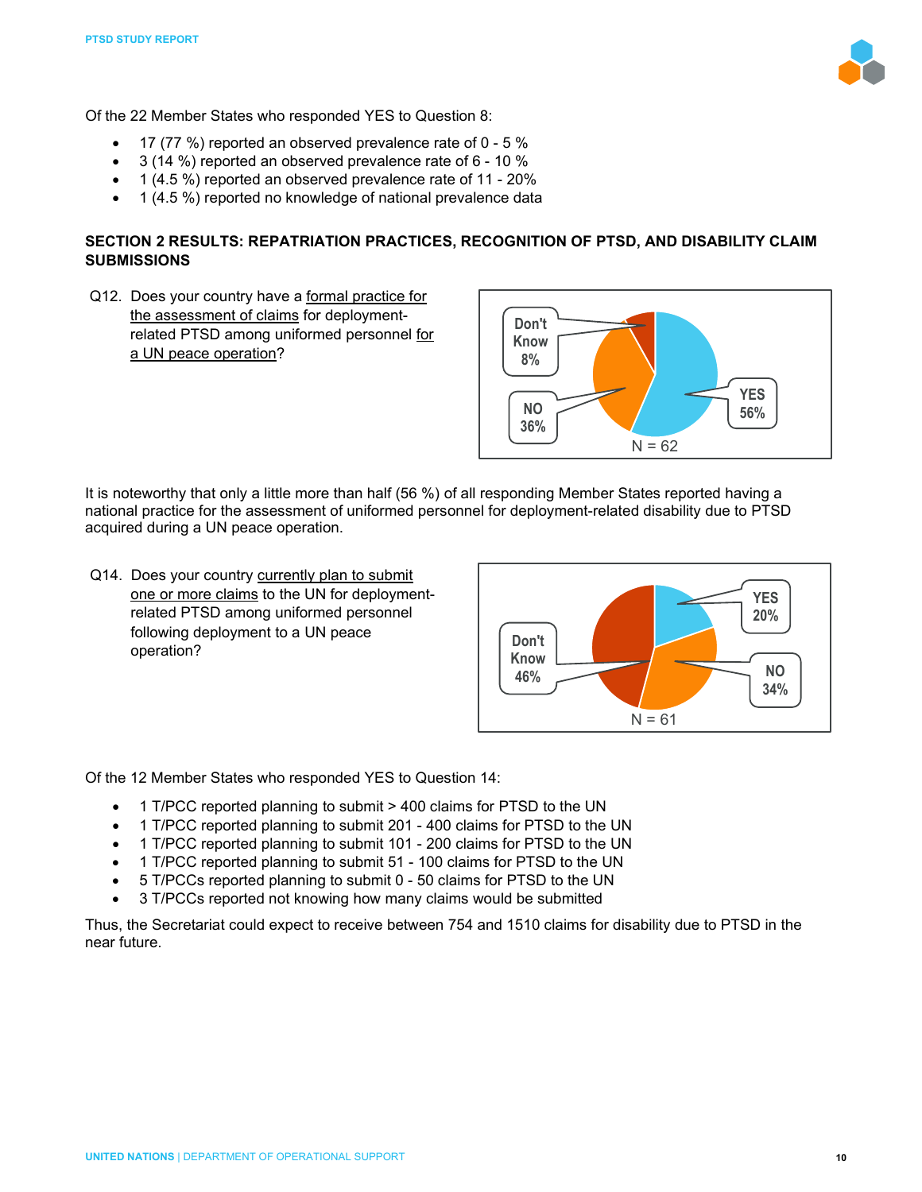Of the 22 Member States who responded YES to Question 8:

- 17 (77 %) reported an observed prevalence rate of 0 - 5 %
- 3 (14 %) reported an observed prevalence rate of 6 - 10 %
- 1 (4.5 %) reported an observed prevalence rate of 11 - 20%
- 1 (4.5 %) reported no knowledge of national prevalence data

**SECTION 2 RESULTS: REPATRIATION PRACTICES, RECOGNITION OF PTSD, AND DISABILITY CLAIM SUBMISSIONS**

Q12. Does your country have a formal practice for the assessment of claims for deployment-related PTSD among uniformed personnel for a UN peace operation?

Don't Know 8%
NO 36%
YES 56%
N = 62

It is noteworthy that only a little more than half (56 %) of all responding Member States reported having a national practice for the assessment of uniformed personnel for deployment-related disability due to PTSD acquired during a UN peace operation.

Q14. Does your country currently plan to submit one or more claims to the UN for deployment-related PTSD among uniformed personnel following deployment to a UN peace operation?

YES 20%
Don't Know 46%
NO 34%
N = 61

Of the 12 Member States who responded YES to Question 14:

- 1 T/PCC reported planning to submit > 400 claims for PTSD to the UN
- 1 T/PCC reported planning to submit 201 - 400 claims for PTSD to the UN
- 1 T/PCC reported planning to submit 101 - 200 claims for PTSD to the UN
- 1 T/PCC reported planning to submit 51 - 100 claims for PTSD to the UN
- 5 T/PCCs reported planning to submit 0 - 50 claims for PTSD to the UN
- 3 T/PCCs reported not knowing how many claims would be submitted

Thus, the Secretariat could expect to receive between 754 and 1510 claims for disability due to PTSD in the near future.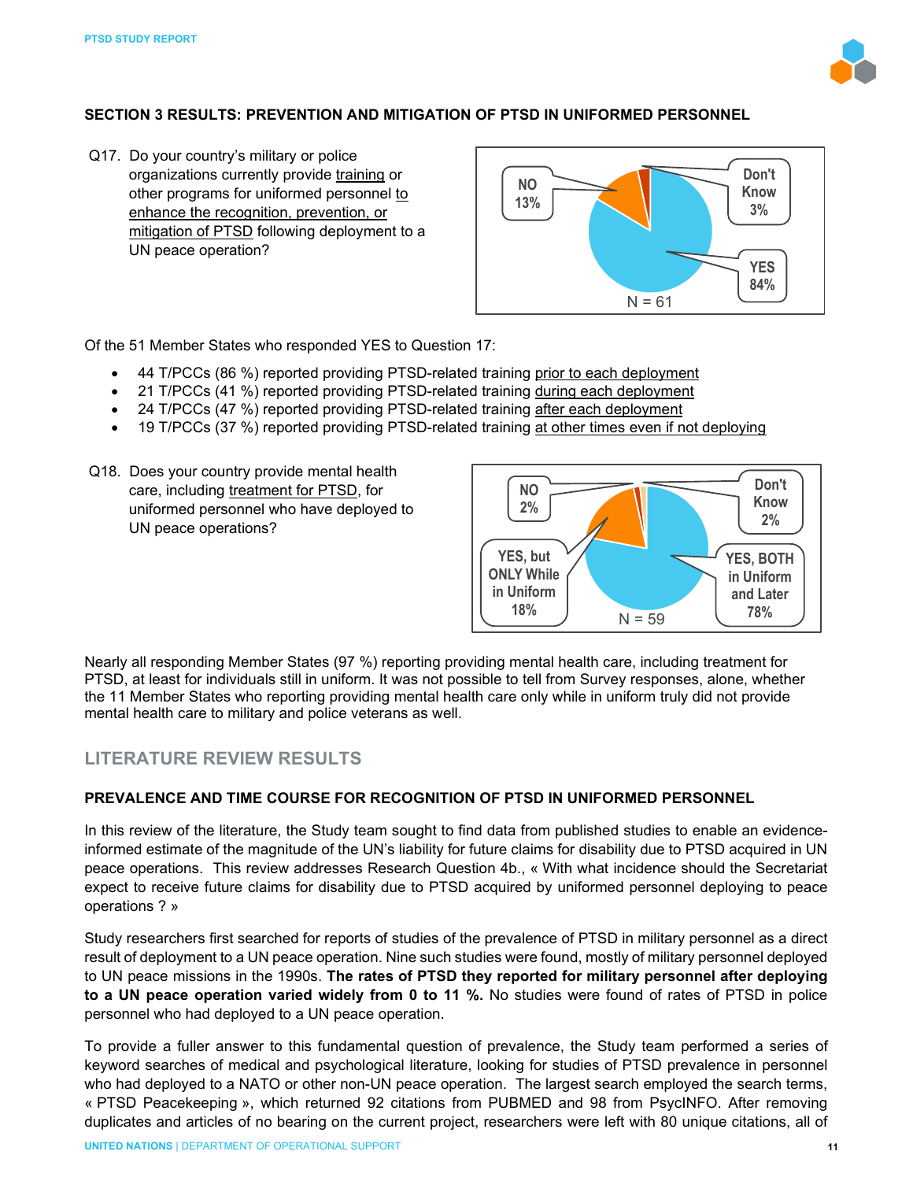### SECTION 3 RESULTS: PREVENTION AND MITIGATION OF PTSD IN UNIFORMED PERSONNEL

Q17. Do your country's military or police organizations currently provide training or other programs for uniformed personnel to enhance the recognition, prevention, or mitigation of PTSD following deployment to a UN peace operation?

NO 13%; Don't Know 3%; YES 84%; N = 61

Of the 51 Member States who responded YES to Question 17:

- 44 T/PCCs (86 %) reported providing PTSD-related training prior to each deployment
- 21 T/PCCs (41 %) reported providing PTSD-related training during each deployment
- 24 T/PCCs (47 %) reported providing PTSD-related training after each deployment
- 19 T/PCCs (37 %) reported providing PTSD-related training at other times even if not deploying

Q18. Does your country provide mental health care, including treatment for PTSD, for uniformed personnel who have deployed to UN peace operations?

NO 2%; Don't Know 2%; YES, but ONLY While in Uniform 18%; YES, BOTH in Uniform and Later 78%; N = 59

Nearly all responding Member States (97 %) reporting providing mental health care, including treatment for PTSD, at least for individuals still in uniform. It was not possible to tell from Survey responses, alone, whether the 11 Member States who reporting providing mental health care only while in uniform truly did not provide mental health care to military and police veterans as well.

## LITERATURE REVIEW RESULTS

### PREVALENCE AND TIME COURSE FOR RECOGNITION OF PTSD IN UNIFORMED PERSONNEL

In this review of the literature, the Study team sought to find data from published studies to enable an evidence-informed estimate of the magnitude of the UN's liability for future claims for disability due to PTSD acquired in UN peace operations. This review addresses Research Question 4b., « With what incidence should the Secretariat expect to receive future claims for disability due to PTSD acquired by uniformed personnel deploying to peace operations ? »

Study researchers first searched for reports of studies of the prevalence of PTSD in military personnel as a direct result of deployment to a UN peace operation. Nine such studies were found, mostly of military personnel deployed to UN peace missions in the 1990s. **The rates of PTSD they reported for military personnel after deploying to a UN peace operation varied widely from 0 to 11 %.** No studies were found of rates of PTSD in police personnel who had deployed to a UN peace operation.

To provide a fuller answer to this fundamental question of prevalence, the Study team performed a series of keyword searches of medical and psychological literature, looking for studies of PTSD prevalence in personnel who had deployed to a NATO or other non-UN peace operation. The largest search employed the search terms, « PTSD Peacekeeping », which returned 92 citations from PUBMED and 98 from PsycINFO. After removing duplicates and articles of no bearing on the current project, researchers were left with 80 unique citations, all of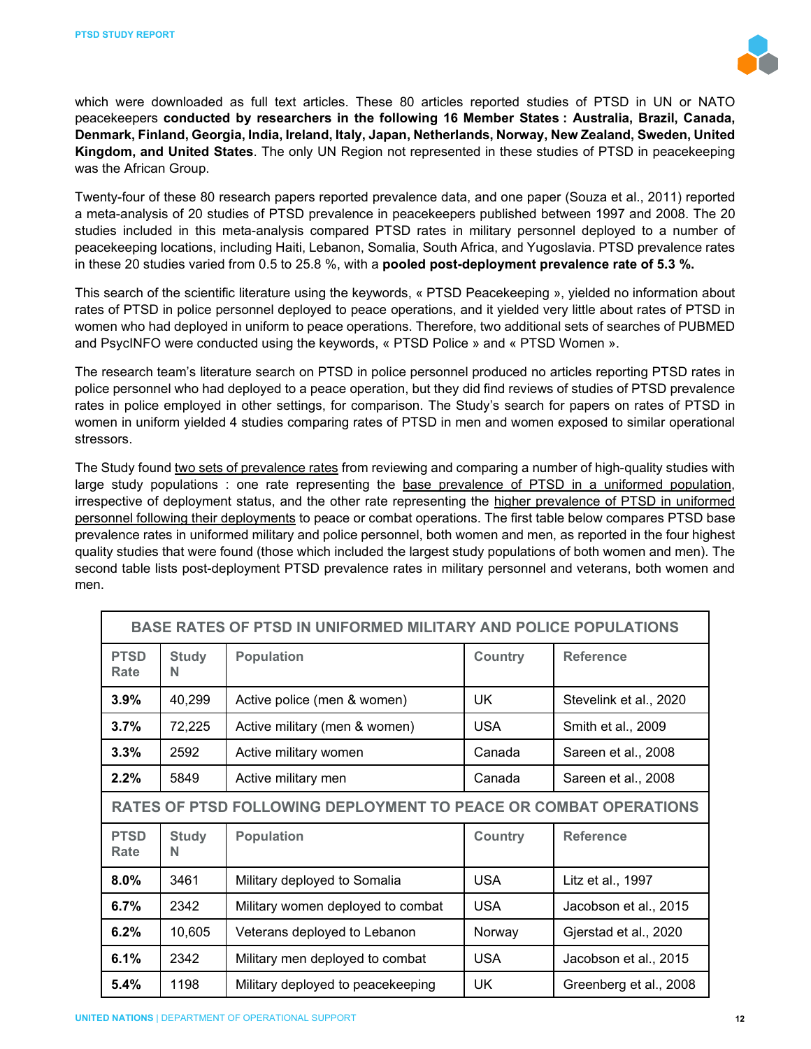which were downloaded as full text articles. These 80 articles reported studies of PTSD in UN or NATO peacekeepers **conducted by researchers in the following 16 Member States : Australia, Brazil, Canada, Denmark, Finland, Georgia, India, Ireland, Italy, Japan, Netherlands, Norway, New Zealand, Sweden, United Kingdom, and United States**. The only UN Region not represented in these studies of PTSD in peacekeeping was the African Group.

Twenty-four of these 80 research papers reported prevalence data, and one paper (Souza et al., 2011) reported a meta-analysis of 20 studies of PTSD prevalence in peacekeepers published between 1997 and 2008. The 20 studies included in this meta-analysis compared PTSD rates in military personnel deployed to a number of peacekeeping locations, including Haiti, Lebanon, Somalia, South Africa, and Yugoslavia. PTSD prevalence rates in these 20 studies varied from 0.5 to 25.8 %, with a **pooled post-deployment prevalence rate of 5.3 %.**

This search of the scientific literature using the keywords, « PTSD Peacekeeping », yielded no information about rates of PTSD in police personnel deployed to peace operations, and it yielded very little about rates of PTSD in women who had deployed in uniform to peace operations. Therefore, two additional sets of searches of PUBMED and PsycINFO were conducted using the keywords, « PTSD Police » and « PTSD Women ».

The research team's literature search on PTSD in police personnel produced no articles reporting PTSD rates in police personnel who had deployed to a peace operation, but they did find reviews of studies of PTSD prevalence rates in police employed in other settings, for comparison. The Study's search for papers on rates of PTSD in women in uniform yielded 4 studies comparing rates of PTSD in men and women exposed to similar operational stressors.

The Study found two sets of prevalence rates from reviewing and comparing a number of high-quality studies with large study populations : one rate representing the base prevalence of PTSD in a uniformed population, irrespective of deployment status, and the other rate representing the higher prevalence of PTSD in uniformed personnel following their deployments to peace or combat operations. The first table below compares PTSD base prevalence rates in uniformed military and police personnel, both women and men, as reported in the four highest quality studies that were found (those which included the largest study populations of both women and men). The second table lists post-deployment PTSD prevalence rates in military personnel and veterans, both women and men.

| BASE RATES OF PTSD IN UNIFORMED MILITARY AND POLICE POPULATIONS | | | | |
|---|---|---|---|---|
| **PTSD Rate** | **Study N** | **Population** | **Country** | **Reference** |
| **3.9%** | 40,299 | Active police (men & women) | UK | Stevelink et al., 2020 |
| **3.7%** | 72,225 | Active military (men & women) | USA | Smith et al., 2009 |
| **3.3%** | 2592 | Active military women | Canada | Sareen et al., 2008 |
| **2.2%** | 5849 | Active military men | Canada | Sareen et al., 2008 |
| **RATES OF PTSD FOLLOWING DEPLOYMENT TO PEACE OR COMBAT OPERATIONS** | | | | |
| **PTSD Rate** | **Study N** | **Population** | **Country** | **Reference** |
| **8.0%** | 3461 | Military deployed to Somalia | USA | Litz et al., 1997 |
| **6.7%** | 2342 | Military women deployed to combat | USA | Jacobson et al., 2015 |
| **6.2%** | 10,605 | Veterans deployed to Lebanon | Norway | Gjerstad et al., 2020 |
| **6.1%** | 2342 | Military men deployed to combat | USA | Jacobson et al., 2015 |
| **5.4%** | 1198 | Military deployed to peacekeeping | UK | Greenberg et al., 2008 |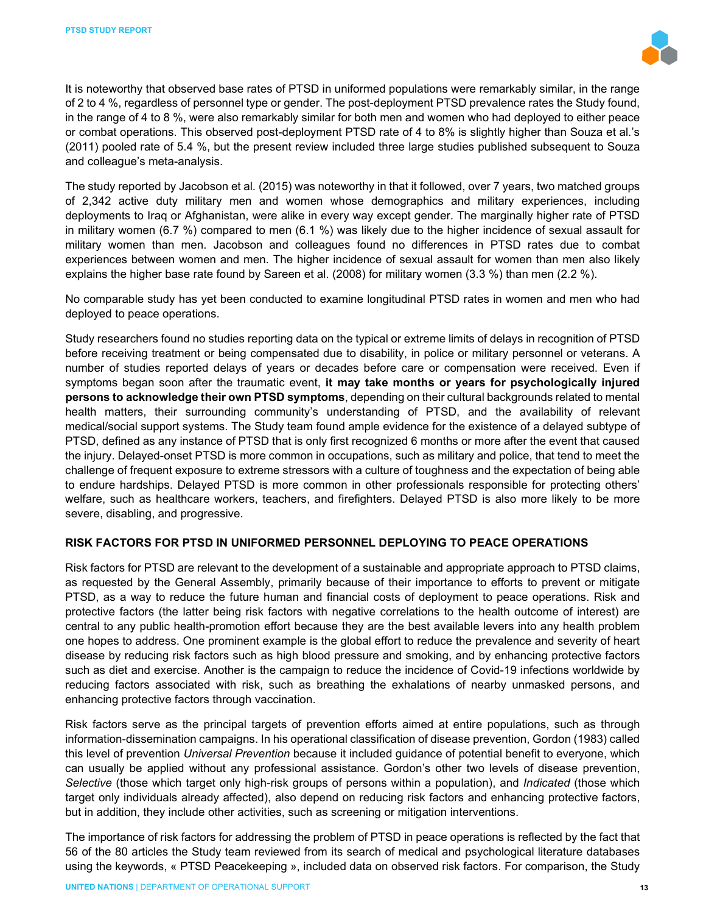It is noteworthy that observed base rates of PTSD in uniformed populations were remarkably similar, in the range of 2 to 4 %, regardless of personnel type or gender. The post-deployment PTSD prevalence rates the Study found, in the range of 4 to 8 %, were also remarkably similar for both men and women who had deployed to either peace or combat operations. This observed post-deployment PTSD rate of 4 to 8% is slightly higher than Souza et al.'s (2011) pooled rate of 5.4 %, but the present review included three large studies published subsequent to Souza and colleague's meta-analysis.

The study reported by Jacobson et al. (2015) was noteworthy in that it followed, over 7 years, two matched groups of 2,342 active duty military men and women whose demographics and military experiences, including deployments to Iraq or Afghanistan, were alike in every way except gender. The marginally higher rate of PTSD in military women (6.7 %) compared to men (6.1 %) was likely due to the higher incidence of sexual assault for military women than men. Jacobson and colleagues found no differences in PTSD rates due to combat experiences between women and men. The higher incidence of sexual assault for women than men also likely explains the higher base rate found by Sareen et al. (2008) for military women (3.3 %) than men (2.2 %).

No comparable study has yet been conducted to examine longitudinal PTSD rates in women and men who had deployed to peace operations.

Study researchers found no studies reporting data on the typical or extreme limits of delays in recognition of PTSD before receiving treatment or being compensated due to disability, in police or military personnel or veterans. A number of studies reported delays of years or decades before care or compensation were received. Even if symptoms began soon after the traumatic event, **it may take months or years for psychologically injured persons to acknowledge their own PTSD symptoms**, depending on their cultural backgrounds related to mental health matters, their surrounding community's understanding of PTSD, and the availability of relevant medical/social support systems. The Study team found ample evidence for the existence of a delayed subtype of PTSD, defined as any instance of PTSD that is only first recognized 6 months or more after the event that caused the injury. Delayed-onset PTSD is more common in occupations, such as military and police, that tend to meet the challenge of frequent exposure to extreme stressors with a culture of toughness and the expectation of being able to endure hardships. Delayed PTSD is more common in other professionals responsible for protecting others' welfare, such as healthcare workers, teachers, and firefighters. Delayed PTSD is also more likely to be more severe, disabling, and progressive.

## RISK FACTORS FOR PTSD IN UNIFORMED PERSONNEL DEPLOYING TO PEACE OPERATIONS

Risk factors for PTSD are relevant to the development of a sustainable and appropriate approach to PTSD claims, as requested by the General Assembly, primarily because of their importance to efforts to prevent or mitigate PTSD, as a way to reduce the future human and financial costs of deployment to peace operations. Risk and protective factors (the latter being risk factors with negative correlations to the health outcome of interest) are central to any public health-promotion effort because they are the best available levers into any health problem one hopes to address. One prominent example is the global effort to reduce the prevalence and severity of heart disease by reducing risk factors such as high blood pressure and smoking, and by enhancing protective factors such as diet and exercise. Another is the campaign to reduce the incidence of Covid-19 infections worldwide by reducing factors associated with risk, such as breathing the exhalations of nearby unmasked persons, and enhancing protective factors through vaccination.

Risk factors serve as the principal targets of prevention efforts aimed at entire populations, such as through information-dissemination campaigns. In his operational classification of disease prevention, Gordon (1983) called this level of prevention *Universal Prevention* because it included guidance of potential benefit to everyone, which can usually be applied without any professional assistance. Gordon's other two levels of disease prevention, *Selective* (those which target only high-risk groups of persons within a population), and *Indicated* (those which target only individuals already affected), also depend on reducing risk factors and enhancing protective factors, but in addition, they include other activities, such as screening or mitigation interventions.

The importance of risk factors for addressing the problem of PTSD in peace operations is reflected by the fact that 56 of the 80 articles the Study team reviewed from its search of medical and psychological literature databases using the keywords, « PTSD Peacekeeping », included data on observed risk factors. For comparison, the Study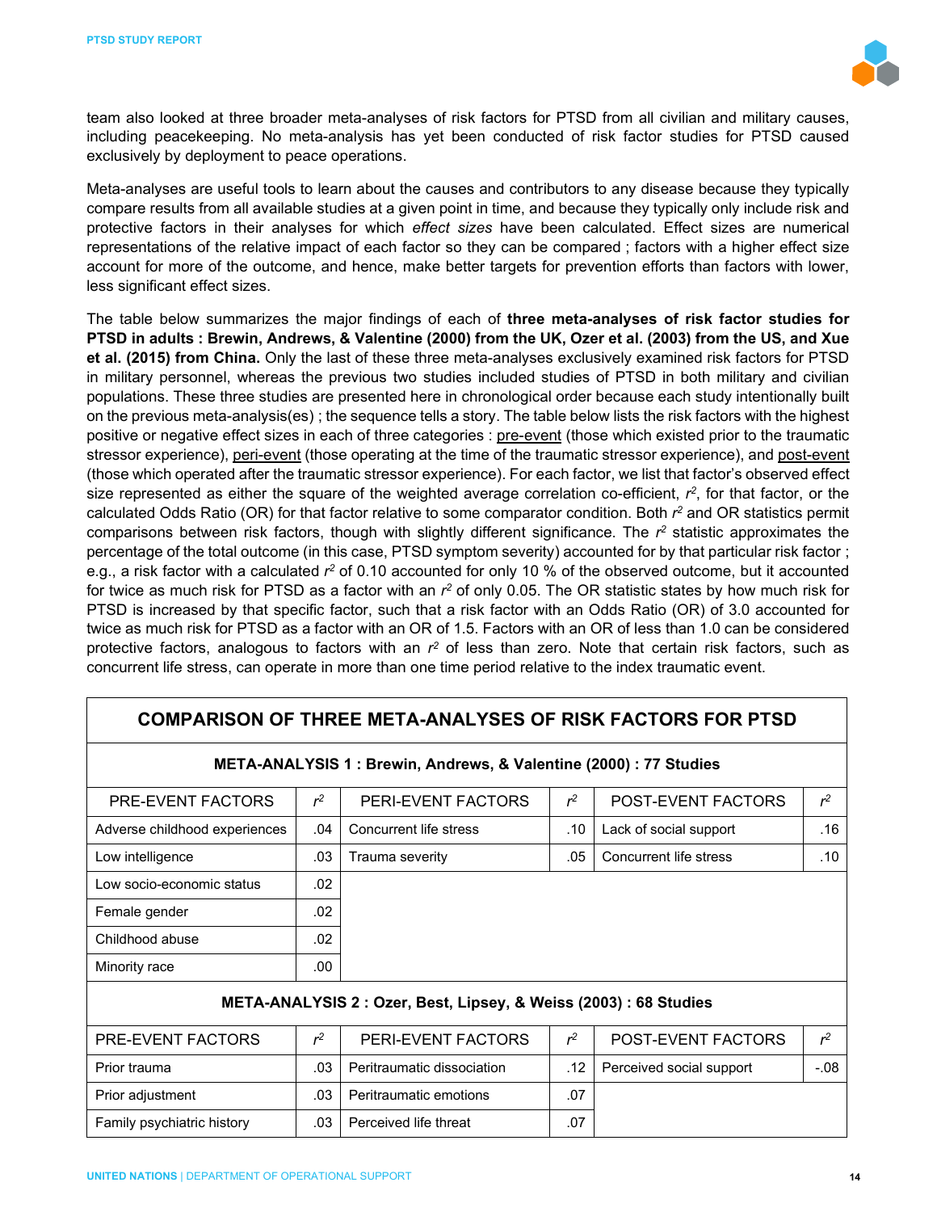team also looked at three broader meta-analyses of risk factors for PTSD from all civilian and military causes, including peacekeeping. No meta-analysis has yet been conducted of risk factor studies for PTSD caused exclusively by deployment to peace operations.

Meta-analyses are useful tools to learn about the causes and contributors to any disease because they typically compare results from all available studies at a given point in time, and because they typically only include risk and protective factors in their analyses for which *effect sizes* have been calculated. Effect sizes are numerical representations of the relative impact of each factor so they can be compared ; factors with a higher effect size account for more of the outcome, and hence, make better targets for prevention efforts than factors with lower, less significant effect sizes.

The table below summarizes the major findings of each of **three meta-analyses of risk factor studies for PTSD in adults : Brewin, Andrews, & Valentine (2000) from the UK, Ozer et al. (2003) from the US, and Xue et al. (2015) from China.** Only the last of these three meta-analyses exclusively examined risk factors for PTSD in military personnel, whereas the previous two studies included studies of PTSD in both military and civilian populations. These three studies are presented here in chronological order because each study intentionally built on the previous meta-analysis(es) ; the sequence tells a story. The table below lists the risk factors with the highest positive or negative effect sizes in each of three categories : <u>pre-event</u> (those which existed prior to the traumatic stressor experience), <u>peri-event</u> (those operating at the time of the traumatic stressor experience), and <u>post-event</u> (those which operated after the traumatic stressor experience). For each factor, we list that factor's observed effect size represented as either the square of the weighted average correlation co-efficient, $r^2$, for that factor, or the calculated Odds Ratio (OR) for that factor relative to some comparator condition. Both $r^2$ and OR statistics permit comparisons between risk factors, though with slightly different significance. The $r^2$ statistic approximates the percentage of the total outcome (in this case, PTSD symptom severity) accounted for by that particular risk factor ; e.g., a risk factor with a calculated $r^2$ of 0.10 accounted for only 10 % of the observed outcome, but it accounted for twice as much risk for PTSD as a factor with an $r^2$ of only 0.05. The OR statistic states by how much risk for PTSD is increased by that specific factor, such that a risk factor with an Odds Ratio (OR) of 3.0 accounted for twice as much risk for PTSD as a factor with an OR of 1.5. Factors with an OR of less than 1.0 can be considered protective factors, analogous to factors with an $r^2$ of less than zero. Note that certain risk factors, such as concurrent life stress, can operate in more than one time period relative to the index traumatic event.

| COMPARISON OF THREE META-ANALYSES OF RISK FACTORS FOR PTSD | | | | | |
|---|---|---|---|---|---|
| **META-ANALYSIS 1 : Brewin, Andrews, & Valentine (2000) : 77 Studies** | | | | | |
| PRE-EVENT FACTORS | $r^2$ | PERI-EVENT FACTORS | $r^2$ | POST-EVENT FACTORS | $r^2$ |
| Adverse childhood experiences | .04 | Concurrent life stress | .10 | Lack of social support | .16 |
| Low intelligence | .03 | Trauma severity | .05 | Concurrent life stress | .10 |
| Low socio-economic status | .02 | | | | |
| Female gender | .02 | | | | |
| Childhood abuse | .02 | | | | |
| Minority race | .00 | | | | |
| **META-ANALYSIS 2 : Ozer, Best, Lipsey, & Weiss (2003) : 68 Studies** | | | | | |
| PRE-EVENT FACTORS | $r^2$ | PERI-EVENT FACTORS | $r^2$ | POST-EVENT FACTORS | $r^2$ |
| Prior trauma | .03 | Peritraumatic dissociation | .12 | Perceived social support | -.08 |
| Prior adjustment | .03 | Peritraumatic emotions | .07 | | |
| Family psychiatric history | .03 | Perceived life threat | .07 | | |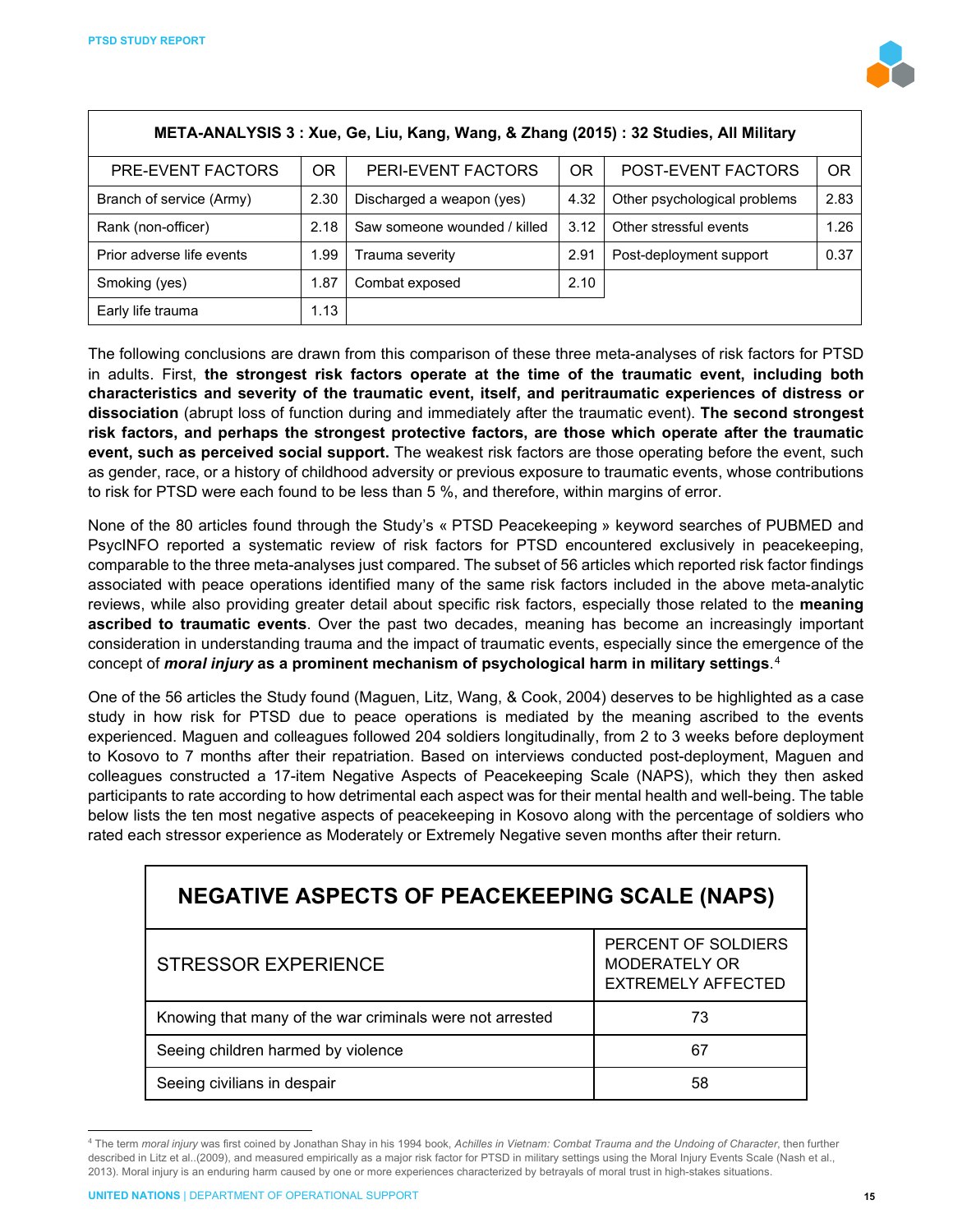| META-ANALYSIS 3 : Xue, Ge, Liu, Kang, Wang, & Zhang (2015) : 32 Studies, All Military | | | | | |
|---|---|---|---|---|---|
| PRE-EVENT FACTORS | OR | PERI-EVENT FACTORS | OR | POST-EVENT FACTORS | OR |
| Branch of service (Army) | 2.30 | Discharged a weapon (yes) | 4.32 | Other psychological problems | 2.83 |
| Rank (non-officer) | 2.18 | Saw someone wounded / killed | 3.12 | Other stressful events | 1.26 |
| Prior adverse life events | 1.99 | Trauma severity | 2.91 | Post-deployment support | 0.37 |
| Smoking (yes) | 1.87 | Combat exposed | 2.10 | | |
| Early life trauma | 1.13 | | | | |

The following conclusions are drawn from this comparison of these three meta-analyses of risk factors for PTSD in adults. First, **the strongest risk factors operate at the time of the traumatic event, including both characteristics and severity of the traumatic event, itself, and peritraumatic experiences of distress or dissociation** (abrupt loss of function during and immediately after the traumatic event). **The second strongest risk factors, and perhaps the strongest protective factors, are those which operate after the traumatic event, such as perceived social support.** The weakest risk factors are those operating before the event, such as gender, race, or a history of childhood adversity or previous exposure to traumatic events, whose contributions to risk for PTSD were each found to be less than 5 %, and therefore, within margins of error.

None of the 80 articles found through the Study's « PTSD Peacekeeping » keyword searches of PUBMED and PsycINFO reported a systematic review of risk factors for PTSD encountered exclusively in peacekeeping, comparable to the three meta-analyses just compared. The subset of 56 articles which reported risk factor findings associated with peace operations identified many of the same risk factors included in the above meta-analytic reviews, while also providing greater detail about specific risk factors, especially those related to the **meaning ascribed to traumatic events**. Over the past two decades, meaning has become an increasingly important consideration in understanding trauma and the impact of traumatic events, especially since the emergence of the concept of ***moral injury*** **as a prominent mechanism of psychological harm in military settings**.[4]

One of the 56 articles the Study found (Maguen, Litz, Wang, & Cook, 2004) deserves to be highlighted as a case study in how risk for PTSD due to peace operations is mediated by the meaning ascribed to the events experienced. Maguen and colleagues followed 204 soldiers longitudinally, from 2 to 3 weeks before deployment to Kosovo to 7 months after their repatriation. Based on interviews conducted post-deployment, Maguen and colleagues constructed a 17-item Negative Aspects of Peacekeeping Scale (NAPS), which they then asked participants to rate according to how detrimental each aspect was for their mental health and well-being. The table below lists the ten most negative aspects of peacekeeping in Kosovo along with the percentage of soldiers who rated each stressor experience as Moderately or Extremely Negative seven months after their return.

| NEGATIVE ASPECTS OF PEACEKEEPING SCALE (NAPS) | |
|---|---|
| STRESSOR EXPERIENCE | PERCENT OF SOLDIERS MODERATELY OR EXTREMELY AFFECTED |
| Knowing that many of the war criminals were not arrested | 73 |
| Seeing children harmed by violence | 67 |
| Seeing civilians in despair | 58 |

[4] The term *moral injury* was first coined by Jonathan Shay in his 1994 book, *Achilles in Vietnam: Combat Trauma and the Undoing of Character*, then further described in Litz et al..(2009), and measured empirically as a major risk factor for PTSD in military settings using the Moral Injury Events Scale (Nash et al., 2013). Moral injury is an enduring harm caused by one or more experiences characterized by betrayals of moral trust in high-stakes situations.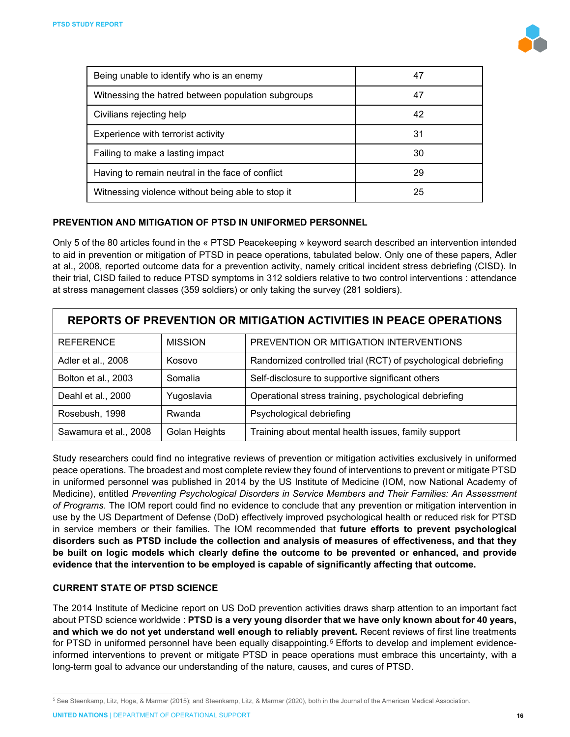| Being unable to identify who is an enemy | 47 |
|---|---|
| Witnessing the hatred between population subgroups | 47 |
| Civilians rejecting help | 42 |
| Experience with terrorist activity | 31 |
| Failing to make a lasting impact | 30 |
| Having to remain neutral in the face of conflict | 29 |
| Witnessing violence without being able to stop it | 25 |

### PREVENTION AND MITIGATION OF PTSD IN UNIFORMED PERSONNEL

Only 5 of the 80 articles found in the « PTSD Peacekeeping » keyword search described an intervention intended to aid in prevention or mitigation of PTSD in peace operations, tabulated below. Only one of these papers, Adler at al., 2008, reported outcome data for a prevention activity, namely critical incident stress debriefing (CISD). In their trial, CISD failed to reduce PTSD symptoms in 312 soldiers relative to two control interventions : attendance at stress management classes (359 soldiers) or only taking the survey (281 soldiers).

| REPORTS OF PREVENTION OR MITIGATION ACTIVITIES IN PEACE OPERATIONS | | |
|---|---|---|
| REFERENCE | MISSION | PREVENTION OR MITIGATION INTERVENTIONS |
| Adler et al., 2008 | Kosovo | Randomized controlled trial (RCT) of psychological debriefing |
| Bolton et al., 2003 | Somalia | Self-disclosure to supportive significant others |
| Deahl et al., 2000 | Yugoslavia | Operational stress training, psychological debriefing |
| Rosebush, 1998 | Rwanda | Psychological debriefing |
| Sawamura et al., 2008 | Golan Heights | Training about mental health issues, family support |

Study researchers could find no integrative reviews of prevention or mitigation activities exclusively in uniformed peace operations. The broadest and most complete review they found of interventions to prevent or mitigate PTSD in uniformed personnel was published in 2014 by the US Institute of Medicine (IOM, now National Academy of Medicine), entitled *Preventing Psychological Disorders in Service Members and Their Families: An Assessment of Programs.* The IOM report could find no evidence to conclude that any prevention or mitigation intervention in use by the US Department of Defense (DoD) effectively improved psychological health or reduced risk for PTSD in service members or their families. The IOM recommended that **future efforts to prevent psychological disorders such as PTSD include the collection and analysis of measures of effectiveness, and that they be built on logic models which clearly define the outcome to be prevented or enhanced, and provide evidence that the intervention to be employed is capable of significantly affecting that outcome.**

### CURRENT STATE OF PTSD SCIENCE

The 2014 Institute of Medicine report on US DoD prevention activities draws sharp attention to an important fact about PTSD science worldwide : **PTSD is a very young disorder that we have only known about for 40 years, and which we do not yet understand well enough to reliably prevent.** Recent reviews of first line treatments for PTSD in uniformed personnel have been equally disappointing.[5] Efforts to develop and implement evidence-informed interventions to prevent or mitigate PTSD in peace operations must embrace this uncertainty, with a long-term goal to advance our understanding of the nature, causes, and cures of PTSD.

[5] See Steenkamp, Litz, Hoge, & Marmar (2015); and Steenkamp, Litz, & Marmar (2020), both in the Journal of the American Medical Association.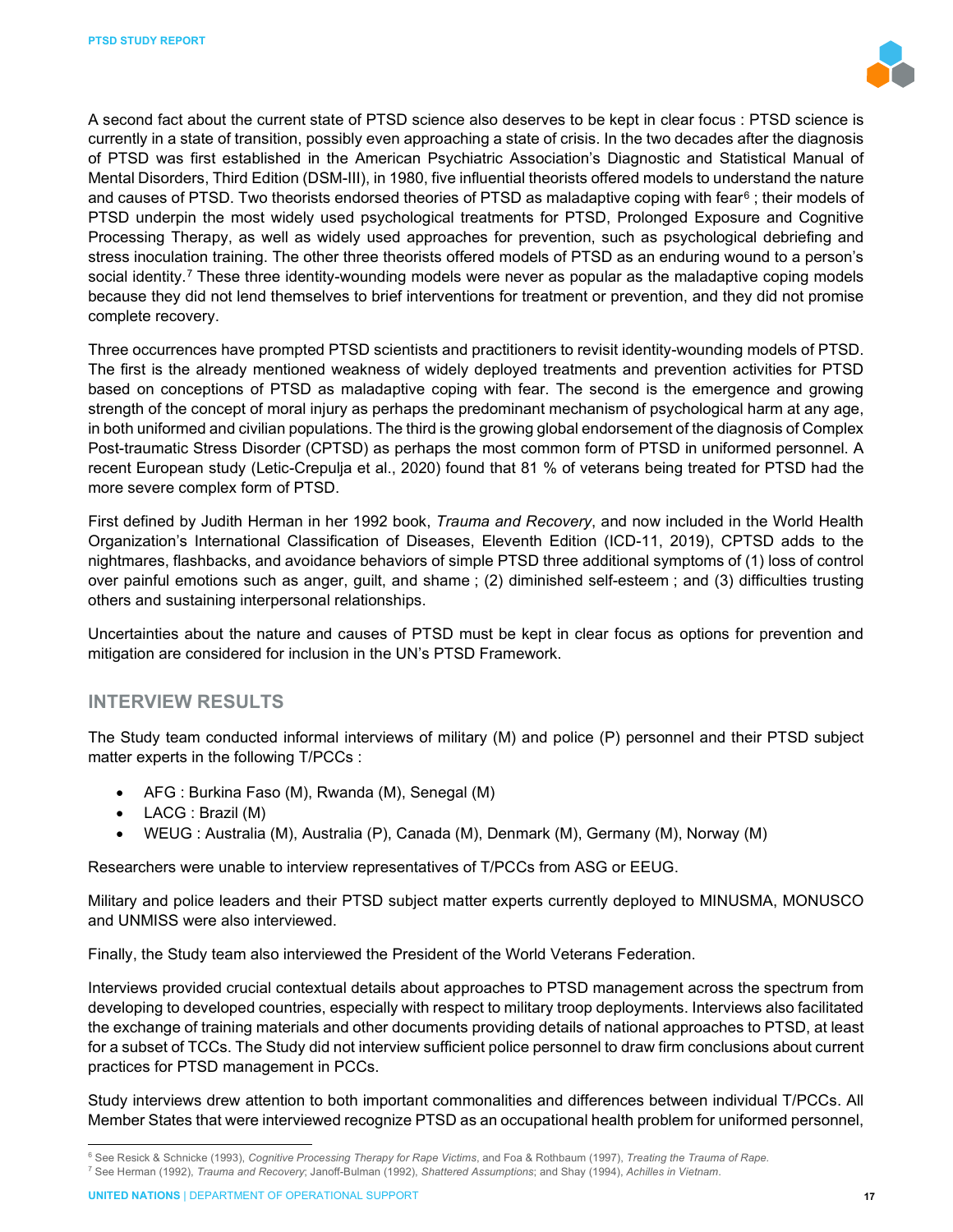A second fact about the current state of PTSD science also deserves to be kept in clear focus : PTSD science is currently in a state of transition, possibly even approaching a state of crisis. In the two decades after the diagnosis of PTSD was first established in the American Psychiatric Association's Diagnostic and Statistical Manual of Mental Disorders, Third Edition (DSM-III), in 1980, five influential theorists offered models to understand the nature and causes of PTSD. Two theorists endorsed theories of PTSD as maladaptive coping with fear[6] ; their models of PTSD underpin the most widely used psychological treatments for PTSD, Prolonged Exposure and Cognitive Processing Therapy, as well as widely used approaches for prevention, such as psychological debriefing and stress inoculation training. The other three theorists offered models of PTSD as an enduring wound to a person's social identity.[7] These three identity-wounding models were never as popular as the maladaptive coping models because they did not lend themselves to brief interventions for treatment or prevention, and they did not promise complete recovery.

Three occurrences have prompted PTSD scientists and practitioners to revisit identity-wounding models of PTSD. The first is the already mentioned weakness of widely deployed treatments and prevention activities for PTSD based on conceptions of PTSD as maladaptive coping with fear. The second is the emergence and growing strength of the concept of moral injury as perhaps the predominant mechanism of psychological harm at any age, in both uniformed and civilian populations. The third is the growing global endorsement of the diagnosis of Complex Post-traumatic Stress Disorder (CPTSD) as perhaps the most common form of PTSD in uniformed personnel. A recent European study (Letic-Crepulja et al., 2020) found that 81 % of veterans being treated for PTSD had the more severe complex form of PTSD.

First defined by Judith Herman in her 1992 book, *Trauma and Recovery*, and now included in the World Health Organization's International Classification of Diseases, Eleventh Edition (ICD-11, 2019), CPTSD adds to the nightmares, flashbacks, and avoidance behaviors of simple PTSD three additional symptoms of (1) loss of control over painful emotions such as anger, guilt, and shame ; (2) diminished self-esteem ; and (3) difficulties trusting others and sustaining interpersonal relationships.

Uncertainties about the nature and causes of PTSD must be kept in clear focus as options for prevention and mitigation are considered for inclusion in the UN's PTSD Framework.

## INTERVIEW RESULTS

The Study team conducted informal interviews of military (M) and police (P) personnel and their PTSD subject matter experts in the following T/PCCs :

- AFG : Burkina Faso (M), Rwanda (M), Senegal (M)
- LACG : Brazil (M)
- WEUG : Australia (M), Australia (P), Canada (M), Denmark (M), Germany (M), Norway (M)

Researchers were unable to interview representatives of T/PCCs from ASG or EEUG.

Military and police leaders and their PTSD subject matter experts currently deployed to MINUSMA, MONUSCO and UNMISS were also interviewed.

Finally, the Study team also interviewed the President of the World Veterans Federation.

Interviews provided crucial contextual details about approaches to PTSD management across the spectrum from developing to developed countries, especially with respect to military troop deployments. Interviews also facilitated the exchange of training materials and other documents providing details of national approaches to PTSD, at least for a subset of TCCs. The Study did not interview sufficient police personnel to draw firm conclusions about current practices for PTSD management in PCCs.

Study interviews drew attention to both important commonalities and differences between individual T/PCCs. All Member States that were interviewed recognize PTSD as an occupational health problem for uniformed personnel,

---

[6] See Resick & Schnicke (1993), *Cognitive Processing Therapy for Rape Victims*, and Foa & Rothbaum (1997), *Treating the Trauma of Rape*.

[7] See Herman (1992), *Trauma and Recovery*; Janoff-Bulman (1992), *Shattered Assumptions*; and Shay (1994), *Achilles in Vietnam*.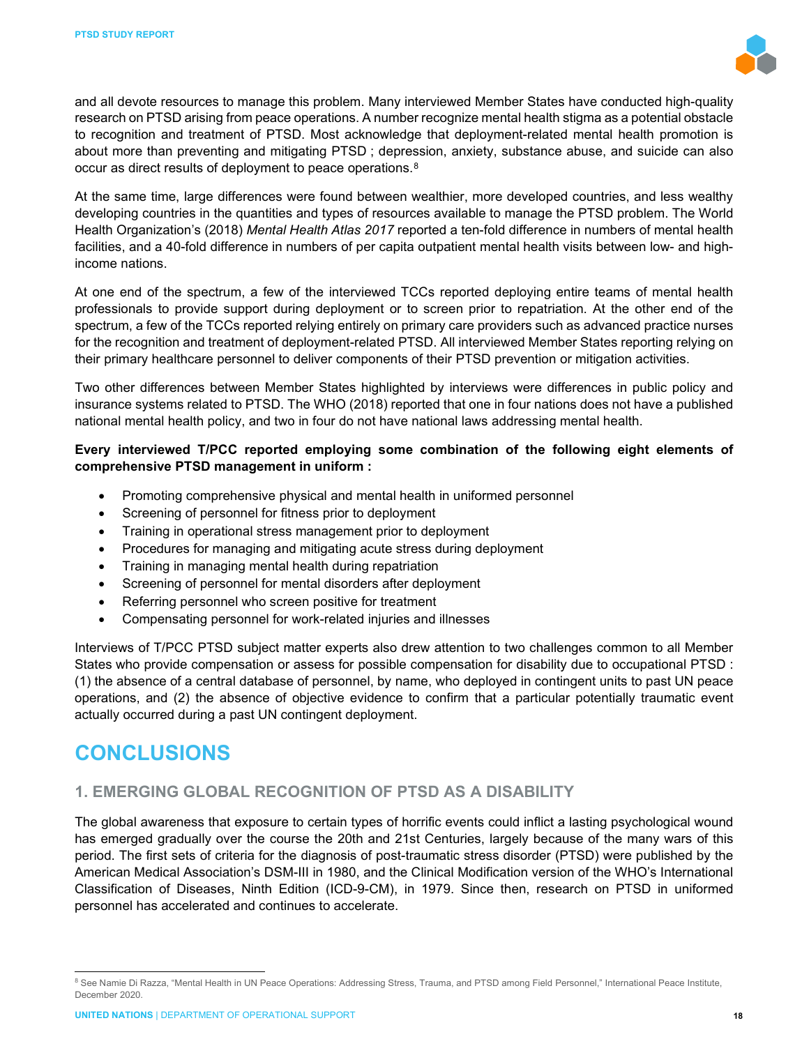and all devote resources to manage this problem. Many interviewed Member States have conducted high-quality research on PTSD arising from peace operations. A number recognize mental health stigma as a potential obstacle to recognition and treatment of PTSD. Most acknowledge that deployment-related mental health promotion is about more than preventing and mitigating PTSD ; depression, anxiety, substance abuse, and suicide can also occur as direct results of deployment to peace operations.[8]

At the same time, large differences were found between wealthier, more developed countries, and less wealthy developing countries in the quantities and types of resources available to manage the PTSD problem. The World Health Organization's (2018) *Mental Health Atlas 2017* reported a ten-fold difference in numbers of mental health facilities, and a 40-fold difference in numbers of per capita outpatient mental health visits between low- and high-income nations.

At one end of the spectrum, a few of the interviewed TCCs reported deploying entire teams of mental health professionals to provide support during deployment or to screen prior to repatriation. At the other end of the spectrum, a few of the TCCs reported relying entirely on primary care providers such as advanced practice nurses for the recognition and treatment of deployment-related PTSD. All interviewed Member States reporting relying on their primary healthcare personnel to deliver components of their PTSD prevention or mitigation activities.

Two other differences between Member States highlighted by interviews were differences in public policy and insurance systems related to PTSD. The WHO (2018) reported that one in four nations does not have a published national mental health policy, and two in four do not have national laws addressing mental health.

**Every interviewed T/PCC reported employing some combination of the following eight elements of comprehensive PTSD management in uniform :**

- Promoting comprehensive physical and mental health in uniformed personnel
- Screening of personnel for fitness prior to deployment
- Training in operational stress management prior to deployment
- Procedures for managing and mitigating acute stress during deployment
- Training in managing mental health during repatriation
- Screening of personnel for mental disorders after deployment
- Referring personnel who screen positive for treatment
- Compensating personnel for work-related injuries and illnesses

Interviews of T/PCC PTSD subject matter experts also drew attention to two challenges common to all Member States who provide compensation or assess for possible compensation for disability due to occupational PTSD : (1) the absence of a central database of personnel, by name, who deployed in contingent units to past UN peace operations, and (2) the absence of objective evidence to confirm that a particular potentially traumatic event actually occurred during a past UN contingent deployment.

# CONCLUSIONS

## 1. EMERGING GLOBAL RECOGNITION OF PTSD AS A DISABILITY

The global awareness that exposure to certain types of horrific events could inflict a lasting psychological wound has emerged gradually over the course the 20th and 21st Centuries, largely because of the many wars of this period. The first sets of criteria for the diagnosis of post-traumatic stress disorder (PTSD) were published by the American Medical Association's DSM-III in 1980, and the Clinical Modification version of the WHO's International Classification of Diseases, Ninth Edition (ICD-9-CM), in 1979. Since then, research on PTSD in uniformed personnel has accelerated and continues to accelerate.

---

[8] See Namie Di Razza, "Mental Health in UN Peace Operations: Addressing Stress, Trauma, and PTSD among Field Personnel," International Peace Institute, December 2020.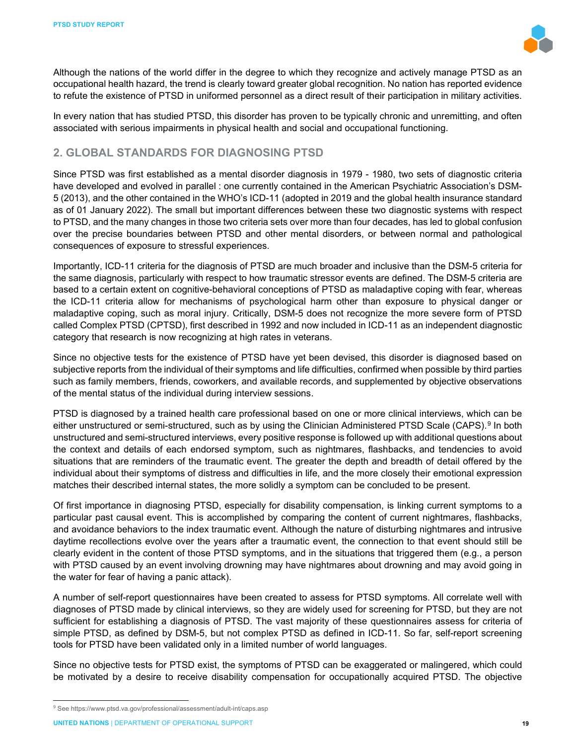Although the nations of the world differ in the degree to which they recognize and actively manage PTSD as an occupational health hazard, the trend is clearly toward greater global recognition. No nation has reported evidence to refute the existence of PTSD in uniformed personnel as a direct result of their participation in military activities.

In every nation that has studied PTSD, this disorder has proven to be typically chronic and unremitting, and often associated with serious impairments in physical health and social and occupational functioning.

## 2. GLOBAL STANDARDS FOR DIAGNOSING PTSD

Since PTSD was first established as a mental disorder diagnosis in 1979 - 1980, two sets of diagnostic criteria have developed and evolved in parallel : one currently contained in the American Psychiatric Association's DSM-5 (2013), and the other contained in the WHO's ICD-11 (adopted in 2019 and the global health insurance standard as of 01 January 2022). The small but important differences between these two diagnostic systems with respect to PTSD, and the many changes in those two criteria sets over more than four decades, has led to global confusion over the precise boundaries between PTSD and other mental disorders, or between normal and pathological consequences of exposure to stressful experiences.

Importantly, ICD-11 criteria for the diagnosis of PTSD are much broader and inclusive than the DSM-5 criteria for the same diagnosis, particularly with respect to how traumatic stressor events are defined. The DSM-5 criteria are based to a certain extent on cognitive-behavioral conceptions of PTSD as maladaptive coping with fear, whereas the ICD-11 criteria allow for mechanisms of psychological harm other than exposure to physical danger or maladaptive coping, such as moral injury. Critically, DSM-5 does not recognize the more severe form of PTSD called Complex PTSD (CPTSD), first described in 1992 and now included in ICD-11 as an independent diagnostic category that research is now recognizing at high rates in veterans.

Since no objective tests for the existence of PTSD have yet been devised, this disorder is diagnosed based on subjective reports from the individual of their symptoms and life difficulties, confirmed when possible by third parties such as family members, friends, coworkers, and available records, and supplemented by objective observations of the mental status of the individual during interview sessions.

PTSD is diagnosed by a trained health care professional based on one or more clinical interviews, which can be either unstructured or semi-structured, such as by using the Clinician Administered PTSD Scale (CAPS).[9] In both unstructured and semi-structured interviews, every positive response is followed up with additional questions about the context and details of each endorsed symptom, such as nightmares, flashbacks, and tendencies to avoid situations that are reminders of the traumatic event. The greater the depth and breadth of detail offered by the individual about their symptoms of distress and difficulties in life, and the more closely their emotional expression matches their described internal states, the more solidly a symptom can be concluded to be present.

Of first importance in diagnosing PTSD, especially for disability compensation, is linking current symptoms to a particular past causal event. This is accomplished by comparing the content of current nightmares, flashbacks, and avoidance behaviors to the index traumatic event. Although the nature of disturbing nightmares and intrusive daytime recollections evolve over the years after a traumatic event, the connection to that event should still be clearly evident in the content of those PTSD symptoms, and in the situations that triggered them (e.g., a person with PTSD caused by an event involving drowning may have nightmares about drowning and may avoid going in the water for fear of having a panic attack).

A number of self-report questionnaires have been created to assess for PTSD symptoms. All correlate well with diagnoses of PTSD made by clinical interviews, so they are widely used for screening for PTSD, but they are not sufficient for establishing a diagnosis of PTSD. The vast majority of these questionnaires assess for criteria of simple PTSD, as defined by DSM-5, but not complex PTSD as defined in ICD-11. So far, self-report screening tools for PTSD have been validated only in a limited number of world languages.

Since no objective tests for PTSD exist, the symptoms of PTSD can be exaggerated or malingered, which could be motivated by a desire to receive disability compensation for occupationally acquired PTSD. The objective

[9] See https://www.ptsd.va.gov/professional/assessment/adult-int/caps.asp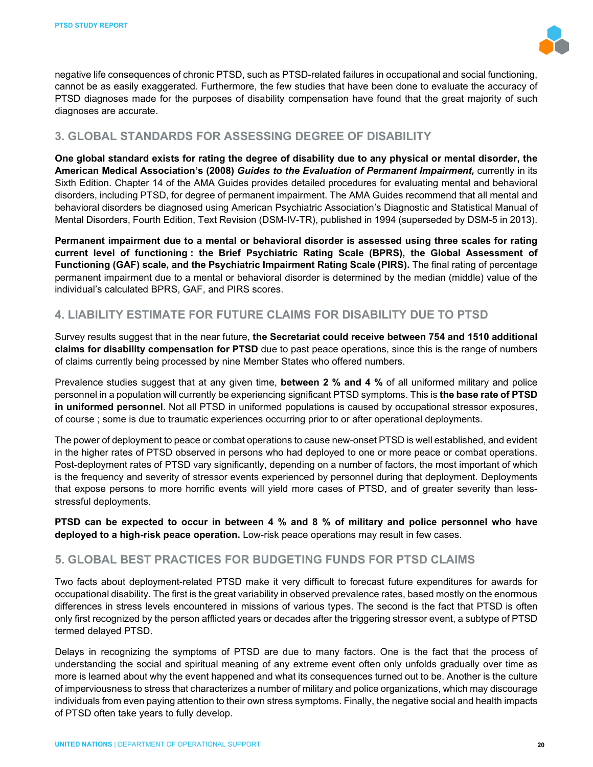negative life consequences of chronic PTSD, such as PTSD-related failures in occupational and social functioning, cannot be as easily exaggerated. Furthermore, the few studies that have been done to evaluate the accuracy of PTSD diagnoses made for the purposes of disability compensation have found that the great majority of such diagnoses are accurate.

## 3. GLOBAL STANDARDS FOR ASSESSING DEGREE OF DISABILITY

**One global standard exists for rating the degree of disability due to any physical or mental disorder, the American Medical Association's (2008)** ***Guides to the Evaluation of Permanent Impairment,*** currently in its Sixth Edition. Chapter 14 of the AMA Guides provides detailed procedures for evaluating mental and behavioral disorders, including PTSD, for degree of permanent impairment. The AMA Guides recommend that all mental and behavioral disorders be diagnosed using American Psychiatric Association's Diagnostic and Statistical Manual of Mental Disorders, Fourth Edition, Text Revision (DSM-IV-TR), published in 1994 (superseded by DSM-5 in 2013).

**Permanent impairment due to a mental or behavioral disorder is assessed using three scales for rating current level of functioning : the Brief Psychiatric Rating Scale (BPRS), the Global Assessment of Functioning (GAF) scale, and the Psychiatric Impairment Rating Scale (PIRS).** The final rating of percentage permanent impairment due to a mental or behavioral disorder is determined by the median (middle) value of the individual's calculated BPRS, GAF, and PIRS scores.

## 4. LIABILITY ESTIMATE FOR FUTURE CLAIMS FOR DISABILITY DUE TO PTSD

Survey results suggest that in the near future, **the Secretariat could receive between 754 and 1510 additional claims for disability compensation for PTSD** due to past peace operations, since this is the range of numbers of claims currently being processed by nine Member States who offered numbers.

Prevalence studies suggest that at any given time, **between 2 % and 4 %** of all uniformed military and police personnel in a population will currently be experiencing significant PTSD symptoms. This is **the base rate of PTSD in uniformed personnel**. Not all PTSD in uniformed populations is caused by occupational stressor exposures, of course ; some is due to traumatic experiences occurring prior to or after operational deployments.

The power of deployment to peace or combat operations to cause new-onset PTSD is well established, and evident in the higher rates of PTSD observed in persons who had deployed to one or more peace or combat operations. Post-deployment rates of PTSD vary significantly, depending on a number of factors, the most important of which is the frequency and severity of stressor events experienced by personnel during that deployment. Deployments that expose persons to more horrific events will yield more cases of PTSD, and of greater severity than less-stressful deployments.

**PTSD can be expected to occur in between 4 % and 8 % of military and police personnel who have deployed to a high-risk peace operation.** Low-risk peace operations may result in few cases.

## 5. GLOBAL BEST PRACTICES FOR BUDGETING FUNDS FOR PTSD CLAIMS

Two facts about deployment-related PTSD make it very difficult to forecast future expenditures for awards for occupational disability. The first is the great variability in observed prevalence rates, based mostly on the enormous differences in stress levels encountered in missions of various types. The second is the fact that PTSD is often only first recognized by the person afflicted years or decades after the triggering stressor event, a subtype of PTSD termed delayed PTSD.

Delays in recognizing the symptoms of PTSD are due to many factors. One is the fact that the process of understanding the social and spiritual meaning of any extreme event often only unfolds gradually over time as more is learned about why the event happened and what its consequences turned out to be. Another is the culture of imperviousness to stress that characterizes a number of military and police organizations, which may discourage individuals from even paying attention to their own stress symptoms. Finally, the negative social and health impacts of PTSD often take years to fully develop.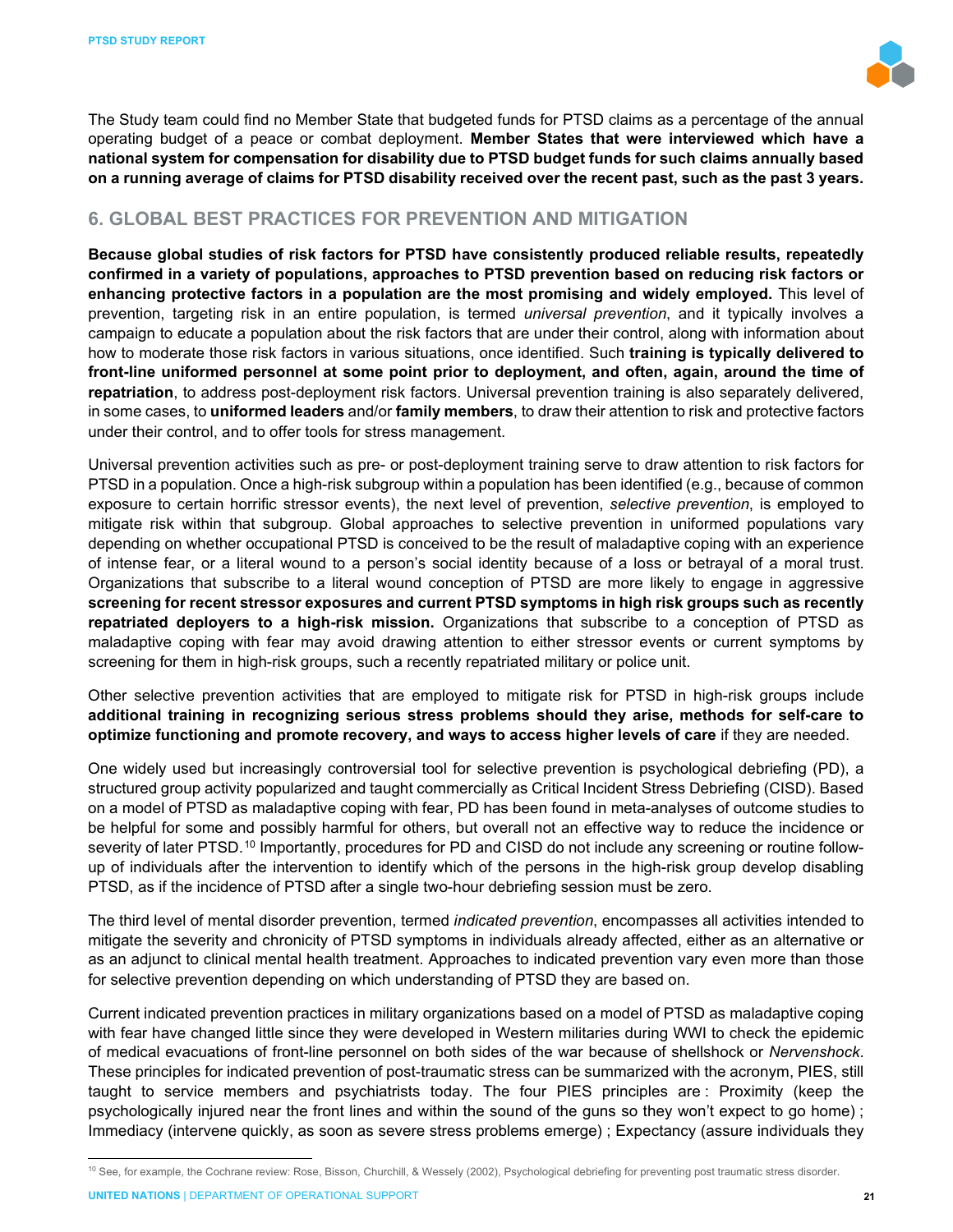The Study team could find no Member State that budgeted funds for PTSD claims as a percentage of the annual operating budget of a peace or combat deployment. **Member States that were interviewed which have a national system for compensation for disability due to PTSD budget funds for such claims annually based on a running average of claims for PTSD disability received over the recent past, such as the past 3 years.**

## 6. GLOBAL BEST PRACTICES FOR PREVENTION AND MITIGATION

**Because global studies of risk factors for PTSD have consistently produced reliable results, repeatedly confirmed in a variety of populations, approaches to PTSD prevention based on reducing risk factors or enhancing protective factors in a population are the most promising and widely employed.** This level of prevention, targeting risk in an entire population, is termed *universal prevention*, and it typically involves a campaign to educate a population about the risk factors that are under their control, along with information about how to moderate those risk factors in various situations, once identified. Such **training is typically delivered to front-line uniformed personnel at some point prior to deployment, and often, again, around the time of repatriation**, to address post-deployment risk factors. Universal prevention training is also separately delivered, in some cases, to **uniformed leaders** and/or **family members**, to draw their attention to risk and protective factors under their control, and to offer tools for stress management.

Universal prevention activities such as pre- or post-deployment training serve to draw attention to risk factors for PTSD in a population. Once a high-risk subgroup within a population has been identified (e.g., because of common exposure to certain horrific stressor events), the next level of prevention, *selective prevention*, is employed to mitigate risk within that subgroup. Global approaches to selective prevention in uniformed populations vary depending on whether occupational PTSD is conceived to be the result of maladaptive coping with an experience of intense fear, or a literal wound to a person's social identity because of a loss or betrayal of a moral trust. Organizations that subscribe to a literal wound conception of PTSD are more likely to engage in aggressive **screening for recent stressor exposures and current PTSD symptoms in high risk groups such as recently repatriated deployers to a high-risk mission.** Organizations that subscribe to a conception of PTSD as maladaptive coping with fear may avoid drawing attention to either stressor events or current symptoms by screening for them in high-risk groups, such a recently repatriated military or police unit.

Other selective prevention activities that are employed to mitigate risk for PTSD in high-risk groups include **additional training in recognizing serious stress problems should they arise, methods for self-care to optimize functioning and promote recovery, and ways to access higher levels of care** if they are needed.

One widely used but increasingly controversial tool for selective prevention is psychological debriefing (PD), a structured group activity popularized and taught commercially as Critical Incident Stress Debriefing (CISD). Based on a model of PTSD as maladaptive coping with fear, PD has been found in meta-analyses of outcome studies to be helpful for some and possibly harmful for others, but overall not an effective way to reduce the incidence or severity of later PTSD.[10] Importantly, procedures for PD and CISD do not include any screening or routine follow-up of individuals after the intervention to identify which of the persons in the high-risk group develop disabling PTSD, as if the incidence of PTSD after a single two-hour debriefing session must be zero.

The third level of mental disorder prevention, termed *indicated prevention*, encompasses all activities intended to mitigate the severity and chronicity of PTSD symptoms in individuals already affected, either as an alternative or as an adjunct to clinical mental health treatment. Approaches to indicated prevention vary even more than those for selective prevention depending on which understanding of PTSD they are based on.

Current indicated prevention practices in military organizations based on a model of PTSD as maladaptive coping with fear have changed little since they were developed in Western militaries during WWI to check the epidemic of medical evacuations of front-line personnel on both sides of the war because of shellshock or *Nervenshock*. These principles for indicated prevention of post-traumatic stress can be summarized with the acronym, PIES, still taught to service members and psychiatrists today. The four PIES principles are : Proximity (keep the psychologically injured near the front lines and within the sound of the guns so they won't expect to go home) ; Immediacy (intervene quickly, as soon as severe stress problems emerge) ; Expectancy (assure individuals they

[10] See, for example, the Cochrane review: Rose, Bisson, Churchill, & Wessely (2002), Psychological debriefing for preventing post traumatic stress disorder.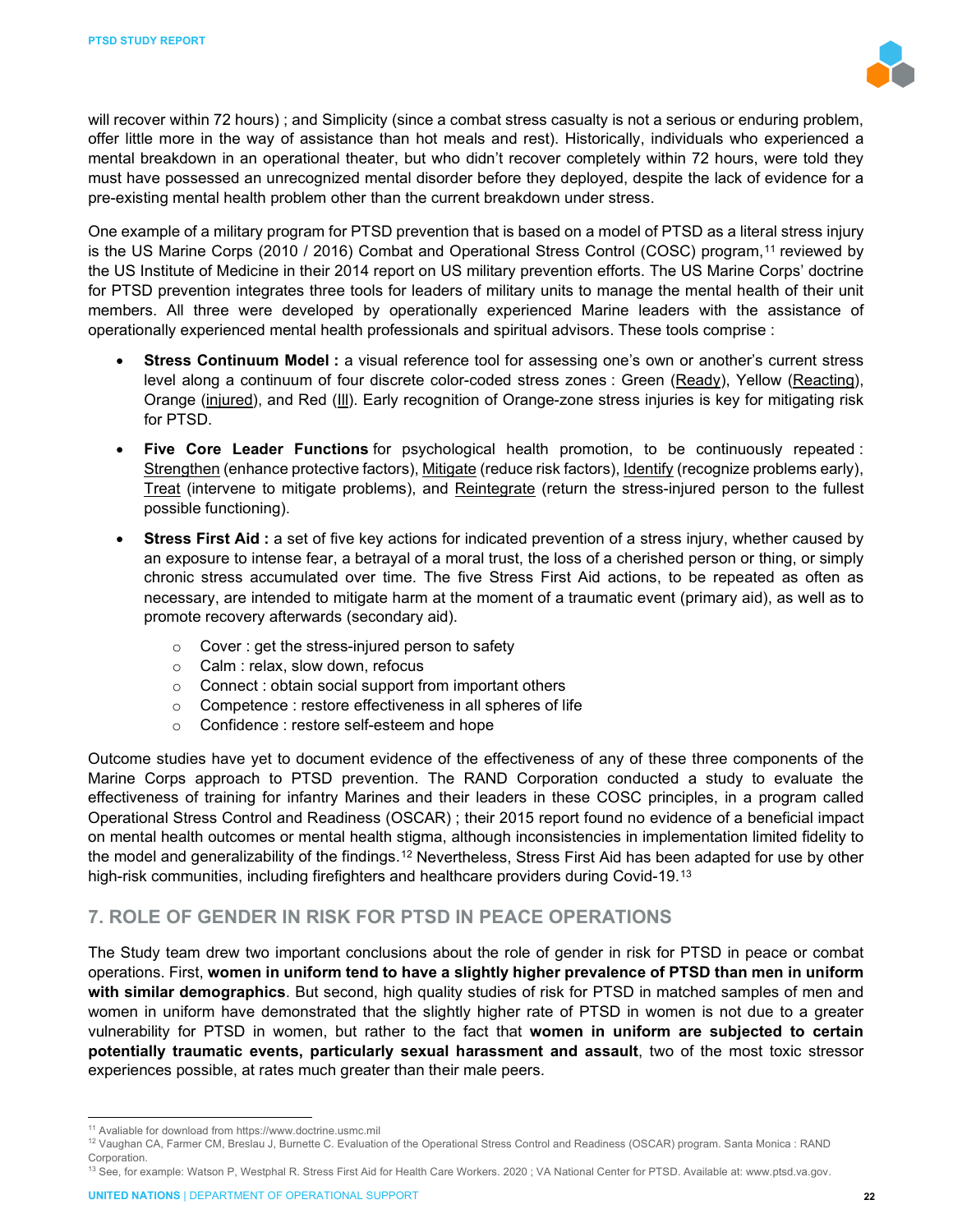will recover within 72 hours) ; and Simplicity (since a combat stress casualty is not a serious or enduring problem, offer little more in the way of assistance than hot meals and rest). Historically, individuals who experienced a mental breakdown in an operational theater, but who didn't recover completely within 72 hours, were told they must have possessed an unrecognized mental disorder before they deployed, despite the lack of evidence for a pre-existing mental health problem other than the current breakdown under stress.

One example of a military program for PTSD prevention that is based on a model of PTSD as a literal stress injury is the US Marine Corps (2010 / 2016) Combat and Operational Stress Control (COSC) program,[11] reviewed by the US Institute of Medicine in their 2014 report on US military prevention efforts. The US Marine Corps' doctrine for PTSD prevention integrates three tools for leaders of military units to manage the mental health of their unit members. All three were developed by operationally experienced Marine leaders with the assistance of operationally experienced mental health professionals and spiritual advisors. These tools comprise :

- **Stress Continuum Model :** a visual reference tool for assessing one's own or another's current stress level along a continuum of four discrete color-coded stress zones : Green (Ready), Yellow (Reacting), Orange (injured), and Red (Ill). Early recognition of Orange-zone stress injuries is key for mitigating risk for PTSD.
- **Five Core Leader Functions** for psychological health promotion, to be continuously repeated : Strengthen (enhance protective factors), Mitigate (reduce risk factors), Identify (recognize problems early), Treat (intervene to mitigate problems), and Reintegrate (return the stress-injured person to the fullest possible functioning).
- **Stress First Aid :** a set of five key actions for indicated prevention of a stress injury, whether caused by an exposure to intense fear, a betrayal of a moral trust, the loss of a cherished person or thing, or simply chronic stress accumulated over time. The five Stress First Aid actions, to be repeated as often as necessary, are intended to mitigate harm at the moment of a traumatic event (primary aid), as well as to promote recovery afterwards (secondary aid).
  - Cover : get the stress-injured person to safety
  - Calm : relax, slow down, refocus
  - Connect : obtain social support from important others
  - Competence : restore effectiveness in all spheres of life
  - Confidence : restore self-esteem and hope

Outcome studies have yet to document evidence of the effectiveness of any of these three components of the Marine Corps approach to PTSD prevention. The RAND Corporation conducted a study to evaluate the effectiveness of training for infantry Marines and their leaders in these COSC principles, in a program called Operational Stress Control and Readiness (OSCAR) ; their 2015 report found no evidence of a beneficial impact on mental health outcomes or mental health stigma, although inconsistencies in implementation limited fidelity to the model and generalizability of the findings.[12] Nevertheless, Stress First Aid has been adapted for use by other high-risk communities, including firefighters and healthcare providers during Covid-19.[13]

## 7. ROLE OF GENDER IN RISK FOR PTSD IN PEACE OPERATIONS

The Study team drew two important conclusions about the role of gender in risk for PTSD in peace or combat operations. First, **women in uniform tend to have a slightly higher prevalence of PTSD than men in uniform with similar demographics**. But second, high quality studies of risk for PTSD in matched samples of men and women in uniform have demonstrated that the slightly higher rate of PTSD in women is not due to a greater vulnerability for PTSD in women, but rather to the fact that **women in uniform are subjected to certain potentially traumatic events, particularly sexual harassment and assault**, two of the most toxic stressor experiences possible, at rates much greater than their male peers.

---

[11] Avaliable for download from https://www.doctrine.usmc.mil

[12] Vaughan CA, Farmer CM, Breslau J, Burnette C. Evaluation of the Operational Stress Control and Readiness (OSCAR) program. Santa Monica : RAND Corporation.

[13] See, for example: Watson P, Westphal R. Stress First Aid for Health Care Workers. 2020 ; VA National Center for PTSD. Available at: www.ptsd.va.gov.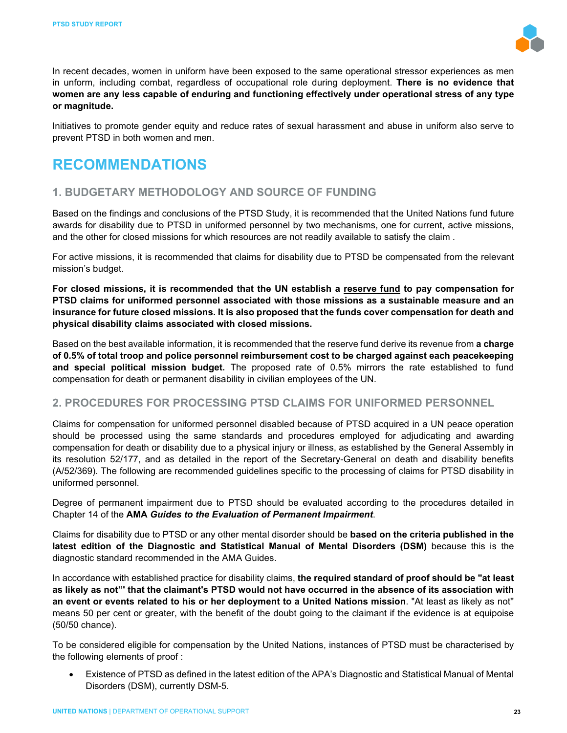In recent decades, women in uniform have been exposed to the same operational stressor experiences as men in unform, including combat, regardless of occupational role during deployment. **There is no evidence that women are any less capable of enduring and functioning effectively under operational stress of any type or magnitude.**

Initiatives to promote gender equity and reduce rates of sexual harassment and abuse in uniform also serve to prevent PTSD in both women and men.

# RECOMMENDATIONS

## 1. BUDGETARY METHODOLOGY AND SOURCE OF FUNDING

Based on the findings and conclusions of the PTSD Study, it is recommended that the United Nations fund future awards for disability due to PTSD in uniformed personnel by two mechanisms, one for current, active missions, and the other for closed missions for which resources are not readily available to satisfy the claim .

For active missions, it is recommended that claims for disability due to PTSD be compensated from the relevant mission's budget.

**For closed missions, it is recommended that the UN establish a <u>reserve fund</u> to pay compensation for PTSD claims for uniformed personnel associated with those missions as a sustainable measure and an insurance for future closed missions. It is also proposed that the funds cover compensation for death and physical disability claims associated with closed missions.**

Based on the best available information, it is recommended that the reserve fund derive its revenue from **a charge of 0.5% of total troop and police personnel reimbursement cost to be charged against each peacekeeping and special political mission budget.** The proposed rate of 0.5% mirrors the rate established to fund compensation for death or permanent disability in civilian employees of the UN.

## 2. PROCEDURES FOR PROCESSING PTSD CLAIMS FOR UNIFORMED PERSONNEL

Claims for compensation for uniformed personnel disabled because of PTSD acquired in a UN peace operation should be processed using the same standards and procedures employed for adjudicating and awarding compensation for death or disability due to a physical injury or illness, as established by the General Assembly in its resolution 52/177, and as detailed in the report of the Secretary-General on death and disability benefits (A/52/369). The following are recommended guidelines specific to the processing of claims for PTSD disability in uniformed personnel.

Degree of permanent impairment due to PTSD should be evaluated according to the procedures detailed in Chapter 14 of the **AMA *Guides to the Evaluation of Permanent Impairment***.

Claims for disability due to PTSD or any other mental disorder should be **based on the criteria published in the latest edition of the Diagnostic and Statistical Manual of Mental Disorders (DSM)** because this is the diagnostic standard recommended in the AMA Guides.

In accordance with established practice for disability claims, **the required standard of proof should be "at least as likely as not"' that the claimant's PTSD would not have occurred in the absence of its association with an event or events related to his or her deployment to a United Nations mission**. "At least as likely as not" means 50 per cent or greater, with the benefit of the doubt going to the claimant if the evidence is at equipoise (50/50 chance).

To be considered eligible for compensation by the United Nations, instances of PTSD must be characterised by the following elements of proof :

- Existence of PTSD as defined in the latest edition of the APA's Diagnostic and Statistical Manual of Mental Disorders (DSM), currently DSM-5.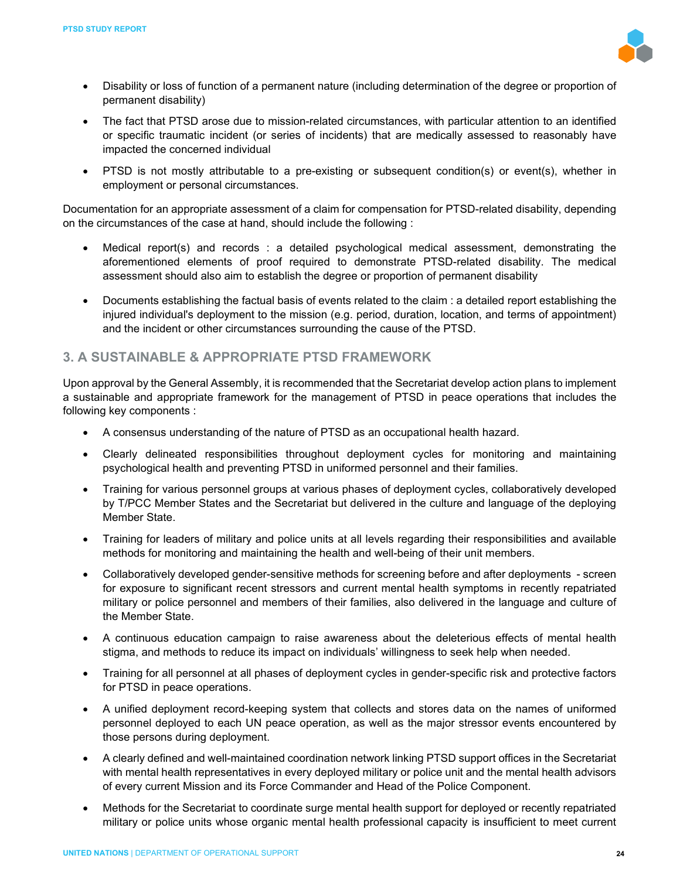- Disability or loss of function of a permanent nature (including determination of the degree or proportion of permanent disability)
- The fact that PTSD arose due to mission-related circumstances, with particular attention to an identified or specific traumatic incident (or series of incidents) that are medically assessed to reasonably have impacted the concerned individual
- PTSD is not mostly attributable to a pre-existing or subsequent condition(s) or event(s), whether in employment or personal circumstances.

Documentation for an appropriate assessment of a claim for compensation for PTSD-related disability, depending on the circumstances of the case at hand, should include the following :

- Medical report(s) and records : a detailed psychological medical assessment, demonstrating the aforementioned elements of proof required to demonstrate PTSD-related disability. The medical assessment should also aim to establish the degree or proportion of permanent disability
- Documents establishing the factual basis of events related to the claim : a detailed report establishing the injured individual's deployment to the mission (e.g. period, duration, location, and terms of appointment) and the incident or other circumstances surrounding the cause of the PTSD.

## 3. A SUSTAINABLE & APPROPRIATE PTSD FRAMEWORK

Upon approval by the General Assembly, it is recommended that the Secretariat develop action plans to implement a sustainable and appropriate framework for the management of PTSD in peace operations that includes the following key components :

- A consensus understanding of the nature of PTSD as an occupational health hazard.
- Clearly delineated responsibilities throughout deployment cycles for monitoring and maintaining psychological health and preventing PTSD in uniformed personnel and their families.
- Training for various personnel groups at various phases of deployment cycles, collaboratively developed by T/PCC Member States and the Secretariat but delivered in the culture and language of the deploying Member State.
- Training for leaders of military and police units at all levels regarding their responsibilities and available methods for monitoring and maintaining the health and well-being of their unit members.
- Collaboratively developed gender-sensitive methods for screening before and after deployments - screen for exposure to significant recent stressors and current mental health symptoms in recently repatriated military or police personnel and members of their families, also delivered in the language and culture of the Member State.
- A continuous education campaign to raise awareness about the deleterious effects of mental health stigma, and methods to reduce its impact on individuals' willingness to seek help when needed.
- Training for all personnel at all phases of deployment cycles in gender-specific risk and protective factors for PTSD in peace operations.
- A unified deployment record-keeping system that collects and stores data on the names of uniformed personnel deployed to each UN peace operation, as well as the major stressor events encountered by those persons during deployment.
- A clearly defined and well-maintained coordination network linking PTSD support offices in the Secretariat with mental health representatives in every deployed military or police unit and the mental health advisors of every current Mission and its Force Commander and Head of the Police Component.
- Methods for the Secretariat to coordinate surge mental health support for deployed or recently repatriated military or police units whose organic mental health professional capacity is insufficient to meet current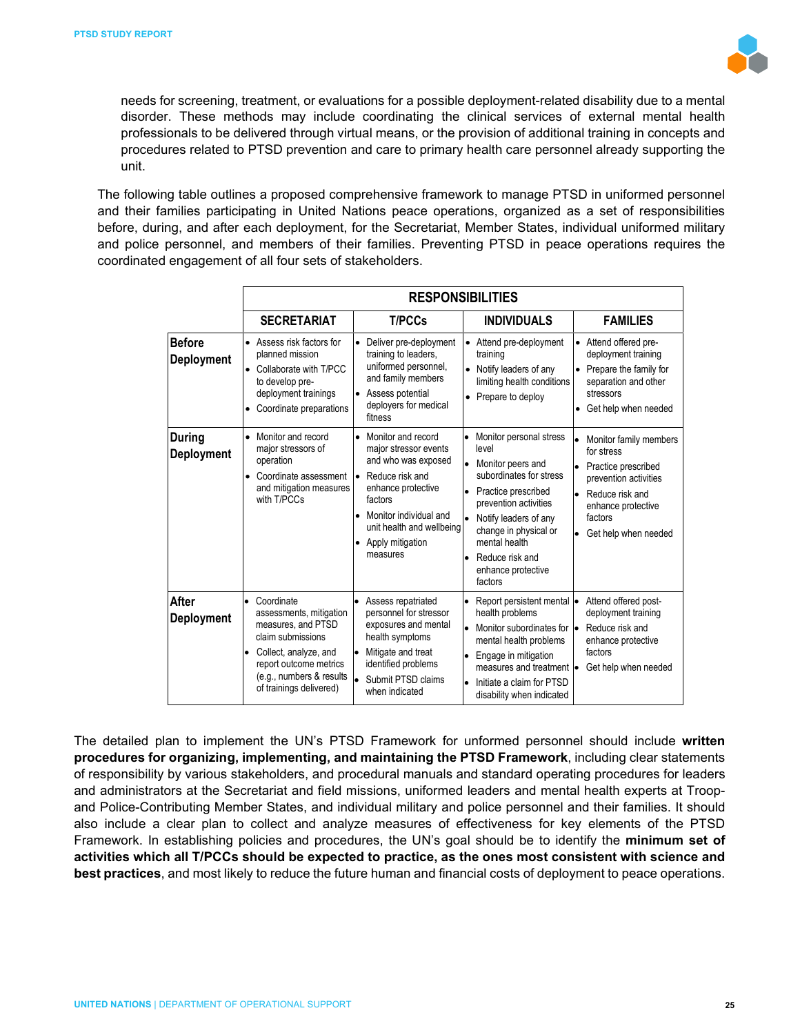needs for screening, treatment, or evaluations for a possible deployment-related disability due to a mental disorder. These methods may include coordinating the clinical services of external mental health professionals to be delivered through virtual means, or the provision of additional training in concepts and procedures related to PTSD prevention and care to primary health care personnel already supporting the unit.

The following table outlines a proposed comprehensive framework to manage PTSD in uniformed personnel and their families participating in United Nations peace operations, organized as a set of responsibilities before, during, and after each deployment, for the Secretariat, Member States, individual uniformed military and police personnel, and members of their families. Preventing PTSD in peace operations requires the coordinated engagement of all four sets of stakeholders.

| | RESPONSIBILITIES | | | |
|---|---|---|---|---|
| | **SECRETARIAT** | **T/PCCs** | **INDIVIDUALS** | **FAMILIES** |
| **Before Deployment** | • Assess risk factors for planned mission<br>• Collaborate with T/PCC to develop pre-deployment trainings<br>• Coordinate preparations | • Deliver pre-deployment training to leaders, uniformed personnel, and family members<br>• Assess potential deployers for medical fitness | • Attend pre-deployment training<br>• Notify leaders of any limiting health conditions<br>• Prepare to deploy | • Attend offered pre-deployment training<br>• Prepare the family for separation and other stressors<br>• Get help when needed |
| **During Deployment** | • Monitor and record major stressors of operation<br>• Coordinate assessment and mitigation measures with T/PCCs | • Monitor and record major stressor events and who was exposed<br>• Reduce risk and enhance protective factors<br>• Monitor individual and unit health and wellbeing<br>• Apply mitigation measures | • Monitor personal stress level<br>• Monitor peers and subordinates for stress<br>• Practice prescribed prevention activities<br>• Notify leaders of any change in physical or mental health<br>• Reduce risk and enhance protective factors | • Monitor family members for stress<br>• Practice prescribed prevention activities<br>• Reduce risk and enhance protective factors<br>• Get help when needed |
| **After Deployment** | • Coordinate assessments, mitigation measures, and PTSD claim submissions<br>• Collect, analyze, and report outcome metrics (e.g., numbers & results of trainings delivered) | • Assess repatriated personnel for stressor exposures and mental health symptoms<br>• Mitigate and treat identified problems<br>• Submit PTSD claims when indicated | • Report persistent mental health problems<br>• Monitor subordinates for mental health problems<br>• Engage in mitigation measures and treatment<br>• Initiate a claim for PTSD disability when indicated | • Attend offered post-deployment training<br>• Reduce risk and enhance protective factors<br>• Get help when needed |

The detailed plan to implement the UN's PTSD Framework for unformed personnel should include **written procedures for organizing, implementing, and maintaining the PTSD Framework**, including clear statements of responsibility by various stakeholders, and procedural manuals and standard operating procedures for leaders and administrators at the Secretariat and field missions, uniformed leaders and mental health experts at Troop- and Police-Contributing Member States, and individual military and police personnel and their families. It should also include a clear plan to collect and analyze measures of effectiveness for key elements of the PTSD Framework. In establishing policies and procedures, the UN's goal should be to identify the **minimum set of activities which all T/PCCs should be expected to practice, as the ones most consistent with science and best practices**, and most likely to reduce the future human and financial costs of deployment to peace operations.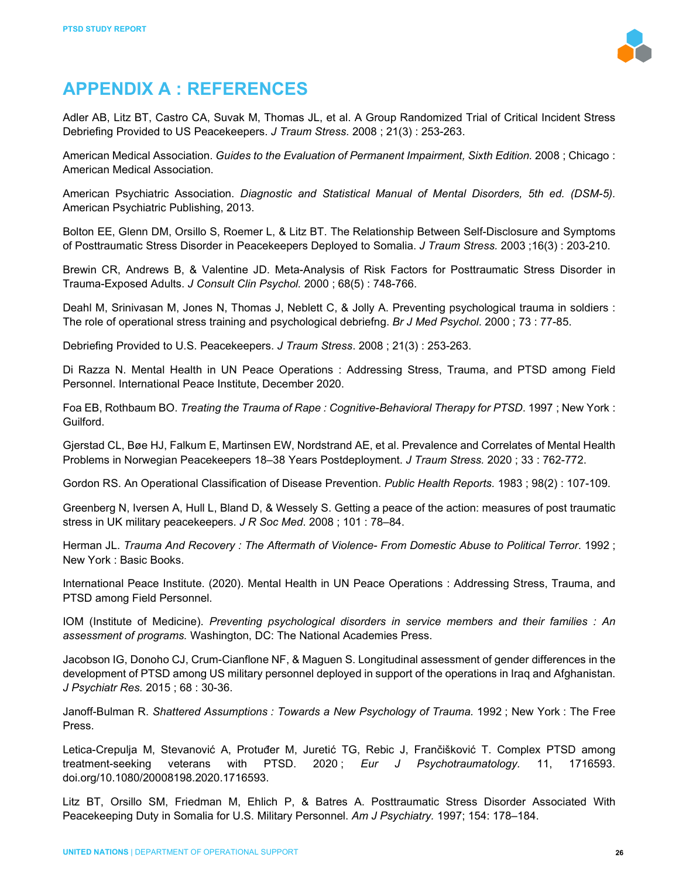# APPENDIX A : REFERENCES

Adler AB, Litz BT, Castro CA, Suvak M, Thomas JL, et al. A Group Randomized Trial of Critical Incident Stress Debriefing Provided to US Peacekeepers. *J Traum Stress.* 2008 ; 21(3) : 253-263.

American Medical Association. *Guides to the Evaluation of Permanent Impairment, Sixth Edition.* 2008 ; Chicago : American Medical Association.

American Psychiatric Association. *Diagnostic and Statistical Manual of Mental Disorders, 5th ed. (DSM-5).* American Psychiatric Publishing, 2013.

Bolton EE, Glenn DM, Orsillo S, Roemer L, & Litz BT. The Relationship Between Self-Disclosure and Symptoms of Posttraumatic Stress Disorder in Peacekeepers Deployed to Somalia. *J Traum Stress.* 2003 ;16(3) : 203-210.

Brewin CR, Andrews B, & Valentine JD. Meta-Analysis of Risk Factors for Posttraumatic Stress Disorder in Trauma-Exposed Adults. *J Consult Clin Psychol.* 2000 ; 68(5) : 748-766.

Deahl M, Srinivasan M, Jones N, Thomas J, Neblett C, & Jolly A. Preventing psychological trauma in soldiers : The role of operational stress training and psychological debriefng. *Br J Med Psychol*. 2000 ; 73 : 77-85.

Debriefing Provided to U.S. Peacekeepers. *J Traum Stress*. 2008 ; 21(3) : 253-263.

Di Razza N. Mental Health in UN Peace Operations : Addressing Stress, Trauma, and PTSD among Field Personnel. International Peace Institute, December 2020.

Foa EB, Rothbaum BO. *Treating the Trauma of Rape : Cognitive-Behavioral Therapy for PTSD*. 1997 ; New York : Guilford.

Gjerstad CL, Bøe HJ, Falkum E, Martinsen EW, Nordstrand AE, et al. Prevalence and Correlates of Mental Health Problems in Norwegian Peacekeepers 18–38 Years Postdeployment. *J Traum Stress.* 2020 ; 33 : 762-772.

Gordon RS. An Operational Classification of Disease Prevention. *Public Health Reports.* 1983 ; 98(2) : 107-109.

Greenberg N, Iversen A, Hull L, Bland D, & Wessely S. Getting a peace of the action: measures of post traumatic stress in UK military peacekeepers. *J R Soc Med*. 2008 ; 101 : 78–84.

Herman JL. *Trauma And Recovery : The Aftermath of Violence- From Domestic Abuse to Political Terror*. 1992 ; New York : Basic Books.

International Peace Institute. (2020). Mental Health in UN Peace Operations : Addressing Stress, Trauma, and PTSD among Field Personnel.

IOM (Institute of Medicine). *Preventing psychological disorders in service members and their families : An assessment of programs.* Washington, DC: The National Academies Press.

Jacobson IG, Donoho CJ, Crum-Cianflone NF, & Maguen S. Longitudinal assessment of gender differences in the development of PTSD among US military personnel deployed in support of the operations in Iraq and Afghanistan. *J Psychiatr Res.* 2015 ; 68 : 30-36.

Janoff-Bulman R. *Shattered Assumptions : Towards a New Psychology of Trauma.* 1992 ; New York : The Free Press.

Letica-Crepulja M, Stevanović A, Protuđer M, Juretić TG, Rebic J, Frančišković T. Complex PTSD among treatment-seeking veterans with PTSD. 2020 ; *Eur J Psychotraumatology.* 11, 1716593. doi.org/10.1080/20008198.2020.1716593.

Litz BT, Orsillo SM, Friedman M, Ehlich P, & Batres A. Posttraumatic Stress Disorder Associated With Peacekeeping Duty in Somalia for U.S. Military Personnel. *Am J Psychiatry.* 1997; 154: 178–184.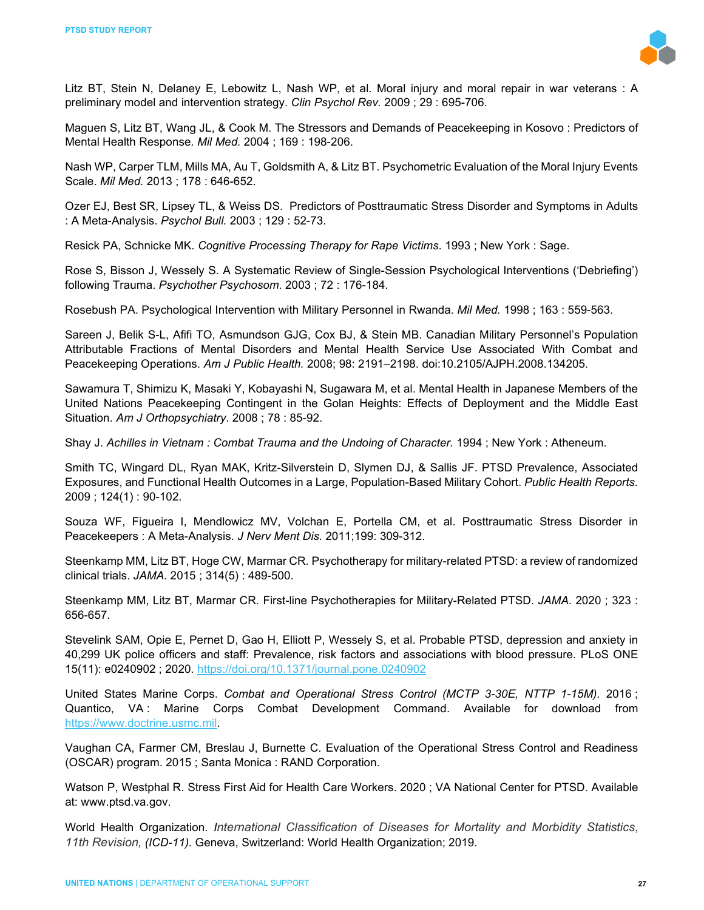Litz BT, Stein N, Delaney E, Lebowitz L, Nash WP, et al. Moral injury and moral repair in war veterans : A preliminary model and intervention strategy. *Clin Psychol Rev.* 2009 ; 29 : 695-706.

Maguen S, Litz BT, Wang JL, & Cook M. The Stressors and Demands of Peacekeeping in Kosovo : Predictors of Mental Health Response. *Mil Med.* 2004 ; 169 : 198-206.

Nash WP, Carper TLM, Mills MA, Au T, Goldsmith A, & Litz BT. Psychometric Evaluation of the Moral Injury Events Scale. *Mil Med.* 2013 ; 178 : 646-652.

Ozer EJ, Best SR, Lipsey TL, & Weiss DS. Predictors of Posttraumatic Stress Disorder and Symptoms in Adults : A Meta-Analysis. *Psychol Bull.* 2003 ; 129 : 52-73.

Resick PA, Schnicke MK. *Cognitive Processing Therapy for Rape Victims*. 1993 ; New York : Sage.

Rose S, Bisson J, Wessely S. A Systematic Review of Single-Session Psychological Interventions ('Debriefing') following Trauma. *Psychother Psychosom.* 2003 ; 72 : 176-184.

Rosebush PA. Psychological Intervention with Military Personnel in Rwanda. *Mil Med.* 1998 ; 163 : 559-563.

Sareen J, Belik S-L, Afifi TO, Asmundson GJG, Cox BJ, & Stein MB. Canadian Military Personnel's Population Attributable Fractions of Mental Disorders and Mental Health Service Use Associated With Combat and Peacekeeping Operations. *Am J Public Health.* 2008; 98: 2191–2198. doi:10.2105/AJPH.2008.134205.

Sawamura T, Shimizu K, Masaki Y, Kobayashi N, Sugawara M, et al. Mental Health in Japanese Members of the United Nations Peacekeeping Contingent in the Golan Heights: Effects of Deployment and the Middle East Situation. *Am J Orthopsychiatry*. 2008 ; 78 : 85-92.

Shay J. *Achilles in Vietnam : Combat Trauma and the Undoing of Character.* 1994 ; New York : Atheneum.

Smith TC, Wingard DL, Ryan MAK, Kritz-Silverstein D, Slymen DJ, & Sallis JF. PTSD Prevalence, Associated Exposures, and Functional Health Outcomes in a Large, Population-Based Military Cohort. *Public Health Reports.* 2009 ; 124(1) : 90-102.

Souza WF, Figueira I, Mendlowicz MV, Volchan E, Portella CM, et al. Posttraumatic Stress Disorder in Peacekeepers : A Meta-Analysis. *J Nerv Ment Dis.* 2011;199: 309-312.

Steenkamp MM, Litz BT, Hoge CW, Marmar CR. Psychotherapy for military-related PTSD: a review of randomized clinical trials. *JAMA*. 2015 ; 314(5) : 489-500.

Steenkamp MM, Litz BT, Marmar CR. First-line Psychotherapies for Military-Related PTSD. *JAMA*. 2020 ; 323 : 656-657.

Stevelink SAM, Opie E, Pernet D, Gao H, Elliott P, Wessely S, et al. Probable PTSD, depression and anxiety in 40,299 UK police officers and staff: Prevalence, risk factors and associations with blood pressure. PLoS ONE 15(11): e0240902 ; 2020. https://doi.org/10.1371/journal.pone.0240902

United States Marine Corps. *Combat and Operational Stress Control (MCTP 3-30E, NTTP 1-15M).* 2016 ; Quantico, VA : Marine Corps Combat Development Command. Available for download from https://www.doctrine.usmc.mil.

Vaughan CA, Farmer CM, Breslau J, Burnette C. Evaluation of the Operational Stress Control and Readiness (OSCAR) program. 2015 ; Santa Monica : RAND Corporation.

Watson P, Westphal R. Stress First Aid for Health Care Workers. 2020 ; VA National Center for PTSD. Available at: www.ptsd.va.gov.

World Health Organization. *International Classification of Diseases for Mortality and Morbidity Statistics, 11th Revision, (ICD-11).* Geneva, Switzerland: World Health Organization; 2019.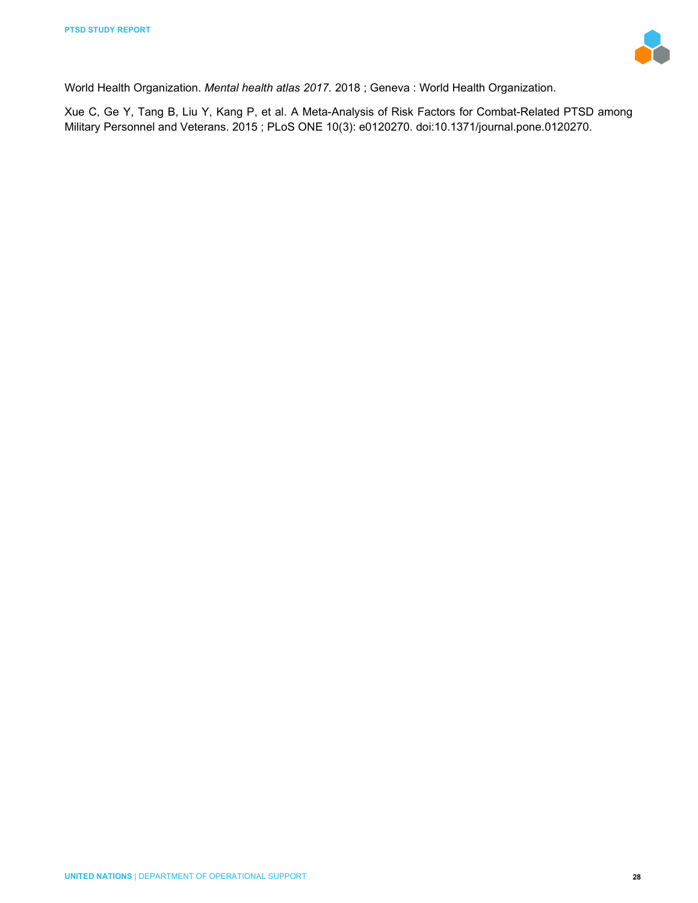World Health Organization. *Mental health atlas 2017.* 2018 ; Geneva : World Health Organization.

Xue C, Ge Y, Tang B, Liu Y, Kang P, et al. A Meta-Analysis of Risk Factors for Combat-Related PTSD among Military Personnel and Veterans. 2015 ; PLoS ONE 10(3): e0120270. doi:10.1371/journal.pone.0120270.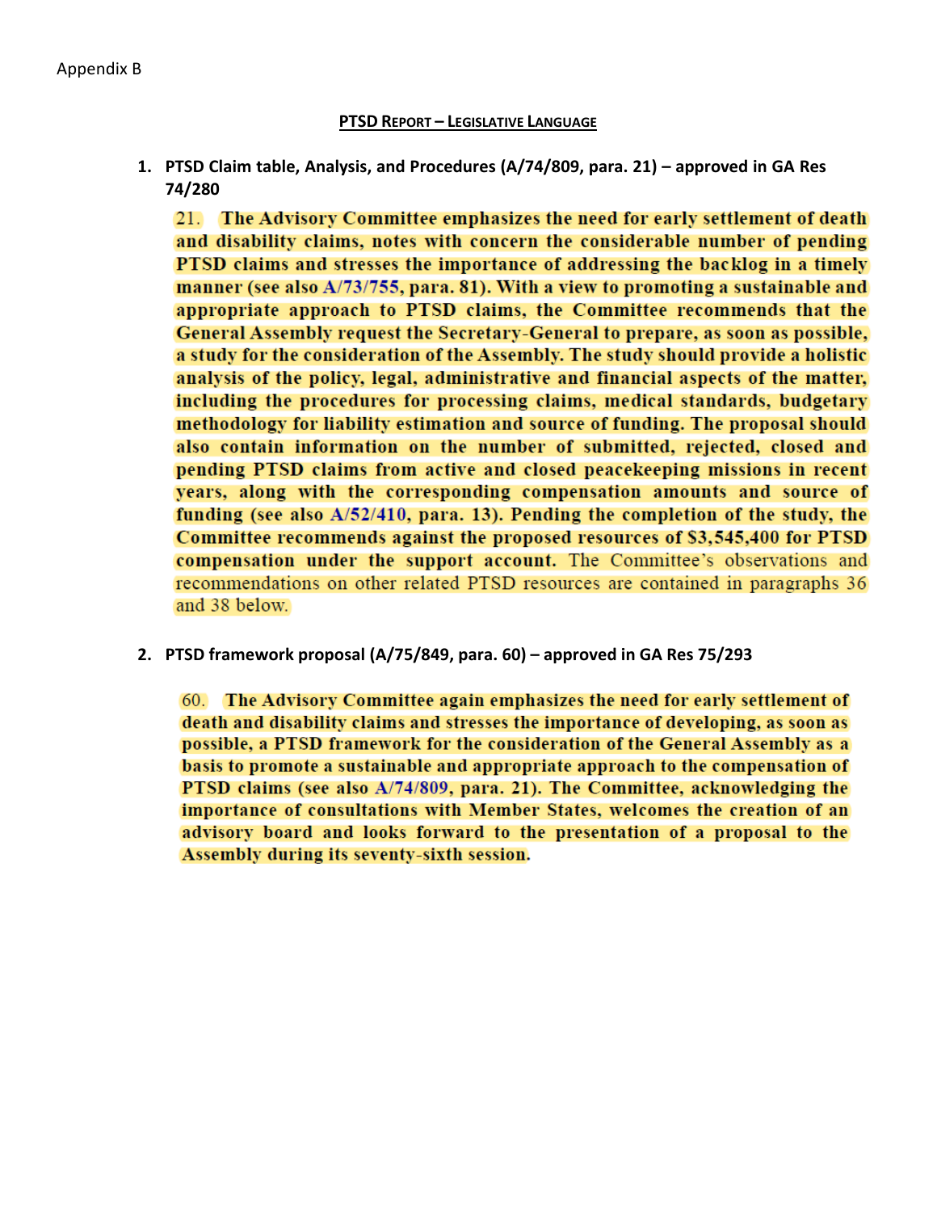Appendix B

**PTSD REPORT – LEGISLATIVE LANGUAGE**

1. **PTSD Claim table, Analysis, and Procedures (A/74/809, para. 21) – approved in GA Res 74/280**

   21. **The Advisory Committee emphasizes the need for early settlement of death and disability claims, notes with concern the considerable number of pending PTSD claims and stresses the importance of addressing the backlog in a timely manner (see also A/73/755, para. 81). With a view to promoting a sustainable and appropriate approach to PTSD claims, the Committee recommends that the General Assembly request the Secretary-General to prepare, as soon as possible, a study for the consideration of the Assembly. The study should provide a holistic analysis of the policy, legal, administrative and financial aspects of the matter, including the procedures for processing claims, medical standards, budgetary methodology for liability estimation and source of funding. The proposal should also contain information on the number of submitted, rejected, closed and pending PTSD claims from active and closed peacekeeping missions in recent years, along with the corresponding compensation amounts and source of funding (see also A/52/410, para. 13). Pending the completion of the study, the Committee recommends against the proposed resources of $3,545,400 for PTSD compensation under the support account.** The Committee's observations and recommendations on other related PTSD resources are contained in paragraphs 36 and 38 below.

2. **PTSD framework proposal (A/75/849, para. 60) – approved in GA Res 75/293**

   60. **The Advisory Committee again emphasizes the need for early settlement of death and disability claims and stresses the importance of developing, as soon as possible, a PTSD framework for the consideration of the General Assembly as a basis to promote a sustainable and appropriate approach to the compensation of PTSD claims (see also A/74/809, para. 21). The Committee, acknowledging the importance of consultations with Member States, welcomes the creation of an advisory board and looks forward to the presentation of a proposal to the Assembly during its seventy-sixth session.**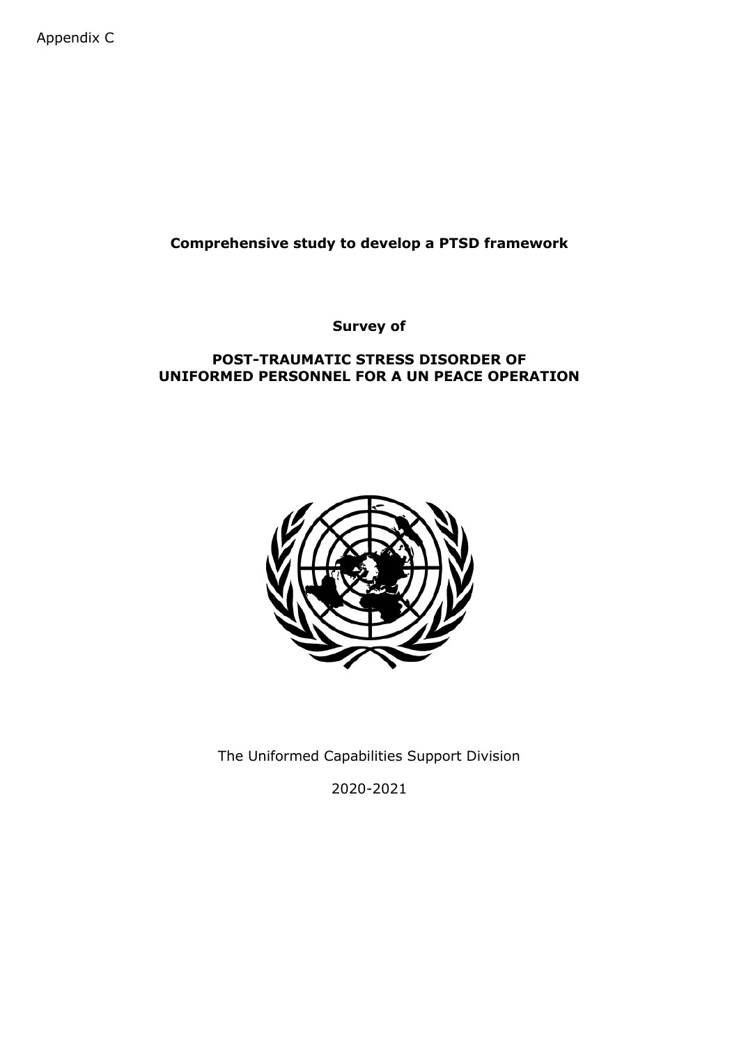Appendix C

**Comprehensive study to develop a PTSD framework**

**Survey of**

**POST-TRAUMATIC STRESS DISORDER OF UNIFORMED PERSONNEL FOR A UN PEACE OPERATION**

The Uniformed Capabilities Support Division

2020-2021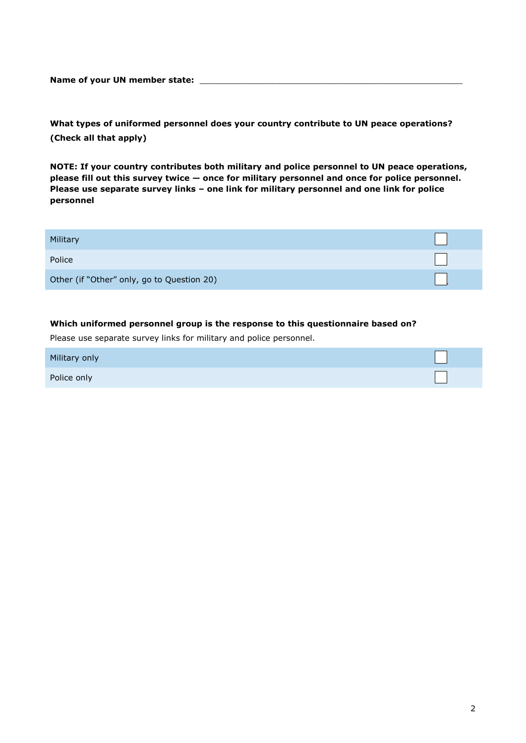**Name of your UN member state:** ______________________________________________

**What types of uniformed personnel does your country contribute to UN peace operations? (Check all that apply)**

**NOTE: If your country contributes both military and police personnel to UN peace operations, please fill out this survey twice — once for military personnel and once for police personnel. Please use separate survey links – one link for military personnel and one link for police personnel**

| | |
|---|---|
| Military | ☐ |
| Police | ☐ |
| Other (if "Other" only, go to Question 20) | ☐ |

**Which uniformed personnel group is the response to this questionnaire based on?**

Please use separate survey links for military and police personnel.

| | |
|---|---|
| Military only | ☐ |
| Police only | ☐ |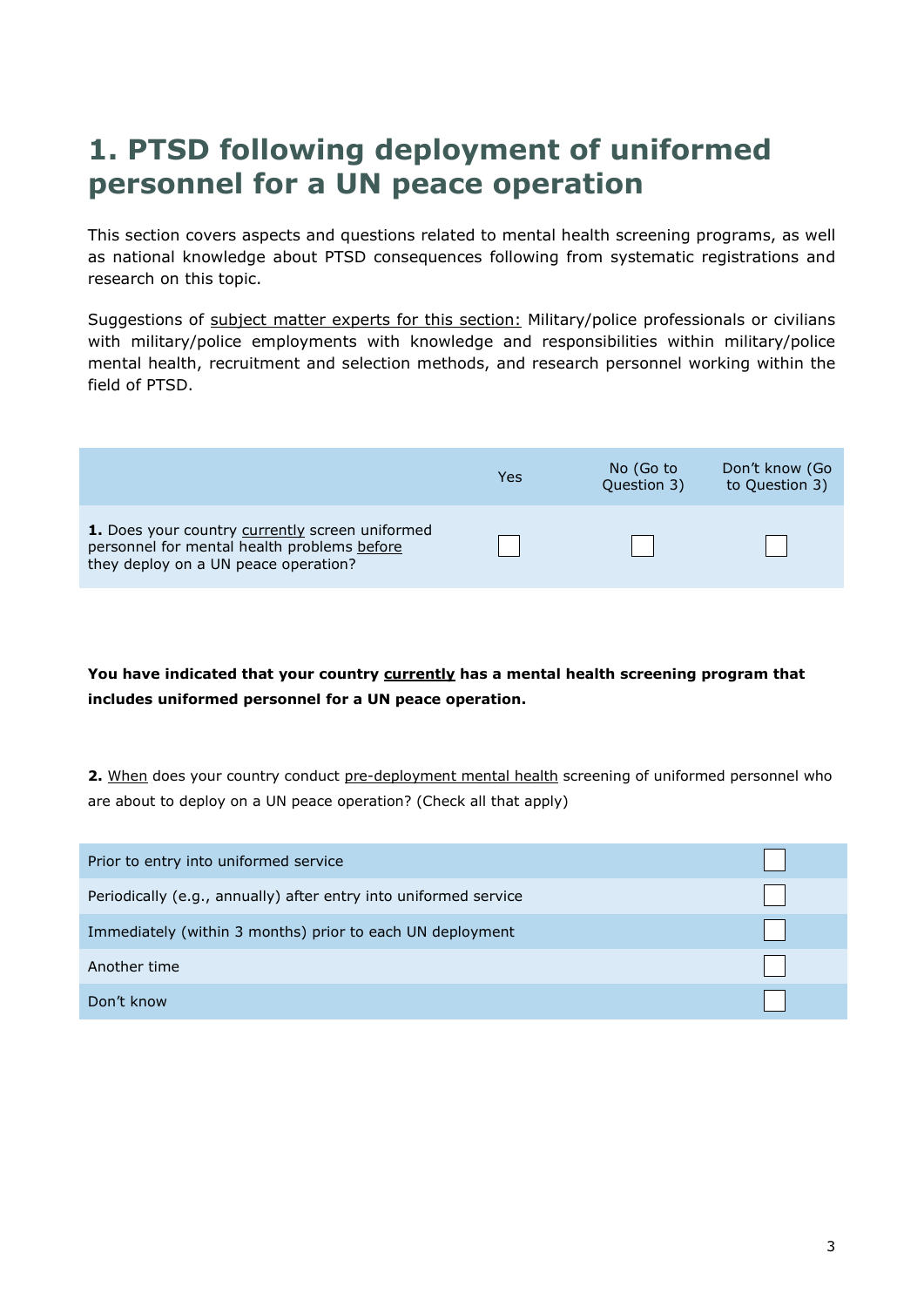# 1. PTSD following deployment of uniformed personnel for a UN peace operation

This section covers aspects and questions related to mental health screening programs, as well as national knowledge about PTSD consequences following from systematic registrations and research on this topic.

Suggestions of <u>subject matter experts for this section:</u> Military/police professionals or civilians with military/police employments with knowledge and responsibilities within military/police mental health, recruitment and selection methods, and research personnel working within the field of PTSD.

| | Yes | No (Go to Question 3) | Don't know (Go to Question 3) |
|---|---|---|---|
| **1.** Does your country <u>currently</u> screen uniformed personnel for mental health problems <u>before</u> they deploy on a UN peace operation? | ☐ | ☐ | ☐ |

**You have indicated that your country <u>currently</u> has a mental health screening program that includes uniformed personnel for a UN peace operation.**

**2.** <u>When</u> does your country conduct <u>pre-deployment mental health</u> screening of uniformed personnel who are about to deploy on a UN peace operation? (Check all that apply)

| | |
|---|---|
| Prior to entry into uniformed service | ☐ |
| Periodically (e.g., annually) after entry into uniformed service | ☐ |
| Immediately (within 3 months) prior to each UN deployment | ☐ |
| Another time | ☐ |
| Don't know | ☐ |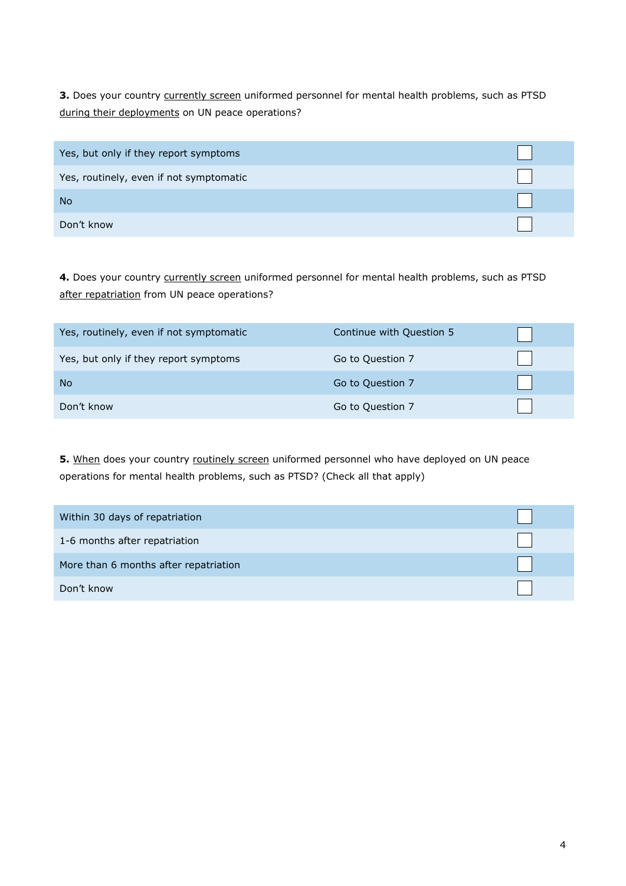**3.** Does your country currently screen uniformed personnel for mental health problems, such as PTSD during their deployments on UN peace operations?

| | |
|---|---|
| Yes, but only if they report symptoms | ☐ |
| Yes, routinely, even if not symptomatic | ☐ |
| No | ☐ |
| Don't know | ☐ |

**4.** Does your country currently screen uniformed personnel for mental health problems, such as PTSD after repatriation from UN peace operations?

| | | |
|---|---|---|
| Yes, routinely, even if not symptomatic | Continue with Question 5 | ☐ |
| Yes, but only if they report symptoms | Go to Question 7 | ☐ |
| No | Go to Question 7 | ☐ |
| Don't know | Go to Question 7 | ☐ |

**5.** When does your country routinely screen uniformed personnel who have deployed on UN peace operations for mental health problems, such as PTSD? (Check all that apply)

| | |
|---|---|
| Within 30 days of repatriation | ☐ |
| 1-6 months after repatriation | ☐ |
| More than 6 months after repatriation | ☐ |
| Don't know | ☐ |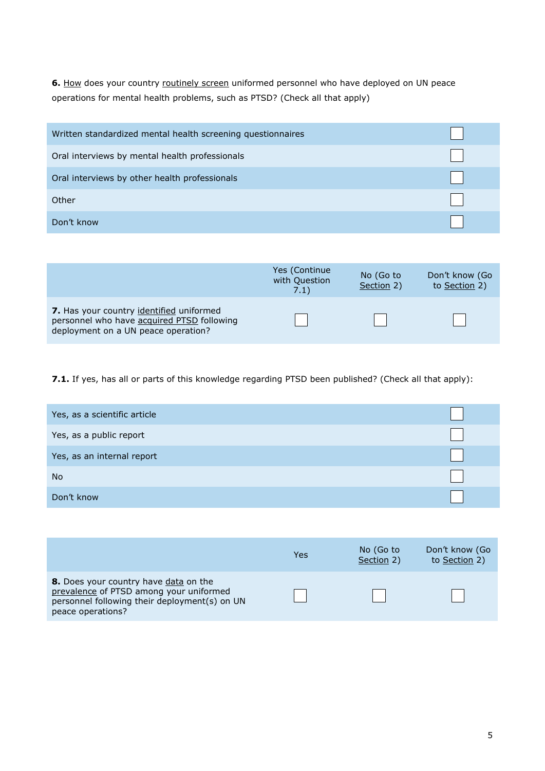**6.** <u>How</u> does your country <u>routinely screen</u> uniformed personnel who have deployed on UN peace operations for mental health problems, such as PTSD? (Check all that apply)

| | |
|---|---|
| Written standardized mental health screening questionnaires | ☐ |
| Oral interviews by mental health professionals | ☐ |
| Oral interviews by other health professionals | ☐ |
| Other | ☐ |
| Don't know | ☐ |

| | Yes (Continue with Question 7.1) | No (Go to <u>Section</u> 2) | Don't know (Go to <u>Section</u> 2) |
|---|---|---|---|
| **7.** Has your country <u>identified</u> uniformed personnel who have <u>acquired PTSD</u> following deployment on a UN peace operation? | ☐ | ☐ | ☐ |

**7.1.** If yes, has all or parts of this knowledge regarding PTSD been published? (Check all that apply):

| | |
|---|---|
| Yes, as a scientific article | ☐ |
| Yes, as a public report | ☐ |
| Yes, as an internal report | ☐ |
| No | ☐ |
| Don't know | ☐ |

| | Yes | No (Go to <u>Section</u> 2) | Don't know (Go to <u>Section</u> 2) |
|---|---|---|---|
| **8.** Does your country have <u>data</u> on the <u>prevalence</u> of PTSD among your uniformed personnel following their deployment(s) on UN peace operations? | ☐ | ☐ | ☐ |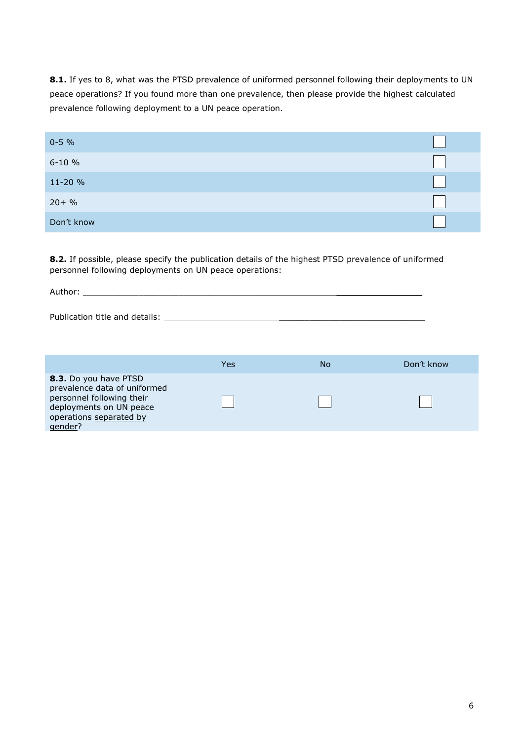**8.1.** If yes to 8, what was the PTSD prevalence of uniformed personnel following their deployments to UN peace operations? If you found more than one prevalence, then please provide the highest calculated prevalence following deployment to a UN peace operation.

| | |
|---|---|
| 0-5 % | ☐ |
| 6-10 % | ☐ |
| 11-20 % | ☐ |
| 20+ % | ☐ |
| Don't know | ☐ |

**8.2.** If possible, please specify the publication details of the highest PTSD prevalence of uniformed personnel following deployments on UN peace operations:

Author: ________________________________________________________________

Publication title and details: ______________________________________________________

| | Yes | No | Don't know |
|---|---|---|---|
| **8.3.** Do you have PTSD prevalence data of uniformed personnel following their deployments on UN peace operations <u>separated by gender</u>? | ☐ | ☐ | ☐ |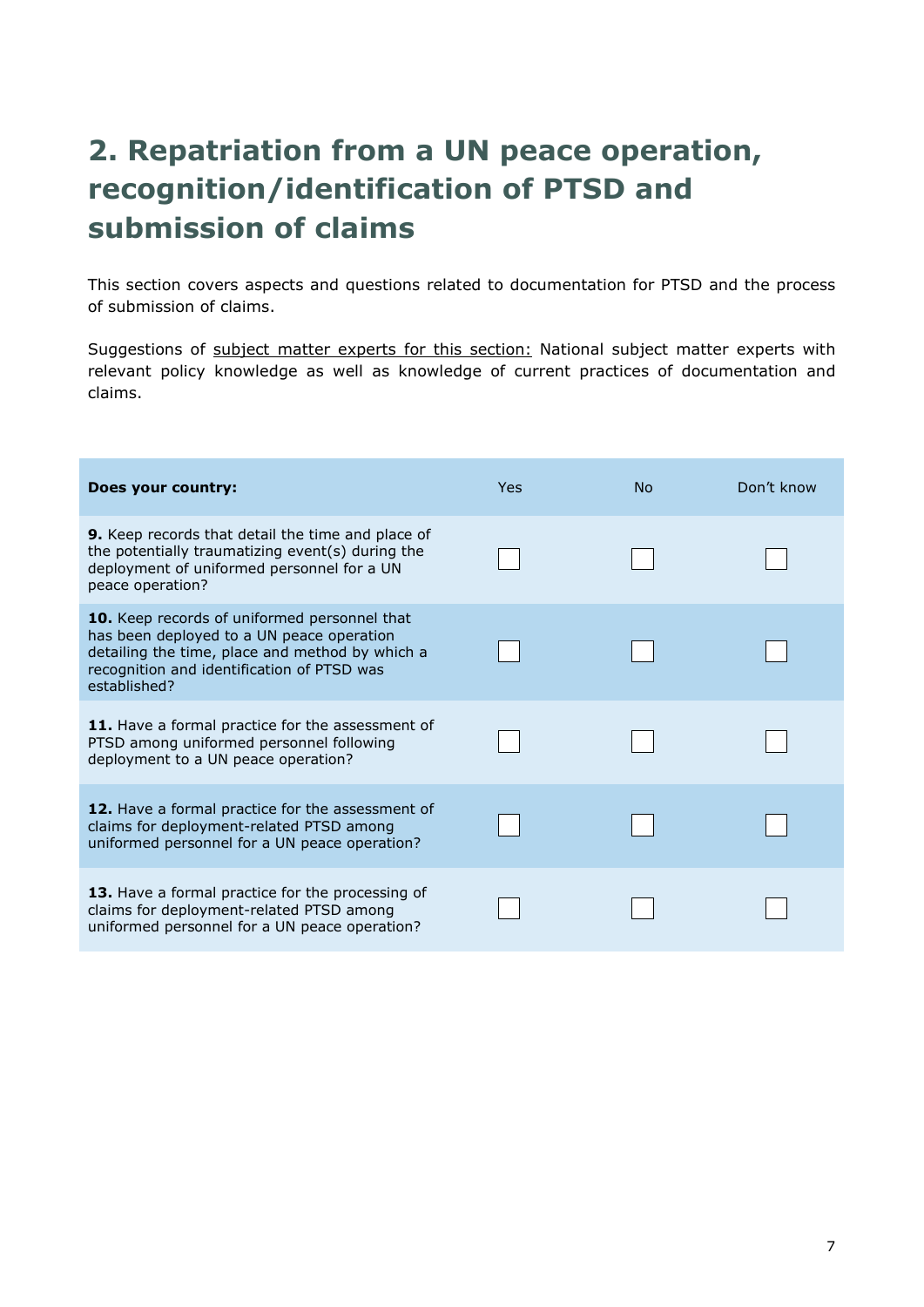## 2. Repatriation from a UN peace operation, recognition/identification of PTSD and submission of claims

This section covers aspects and questions related to documentation for PTSD and the process of submission of claims.

Suggestions of <u>subject matter experts for this section:</u> National subject matter experts with relevant policy knowledge as well as knowledge of current practices of documentation and claims.

| **Does your country:** | Yes | No | Don't know |
|---|---|---|---|
| **9.** Keep records that detail the time and place of the potentially traumatizing event(s) during the deployment of uniformed personnel for a UN peace operation? | ☐ | ☐ | ☐ |
| **10.** Keep records of uniformed personnel that has been deployed to a UN peace operation detailing the time, place and method by which a recognition and identification of PTSD was established? | ☐ | ☐ | ☐ |
| **11.** Have a formal practice for the assessment of PTSD among uniformed personnel following deployment to a UN peace operation? | ☐ | ☐ | ☐ |
| **12.** Have a formal practice for the assessment of claims for deployment-related PTSD among uniformed personnel for a UN peace operation? | ☐ | ☐ | ☐ |
| **13.** Have a formal practice for the processing of claims for deployment-related PTSD among uniformed personnel for a UN peace operation? | ☐ | ☐ | ☐ |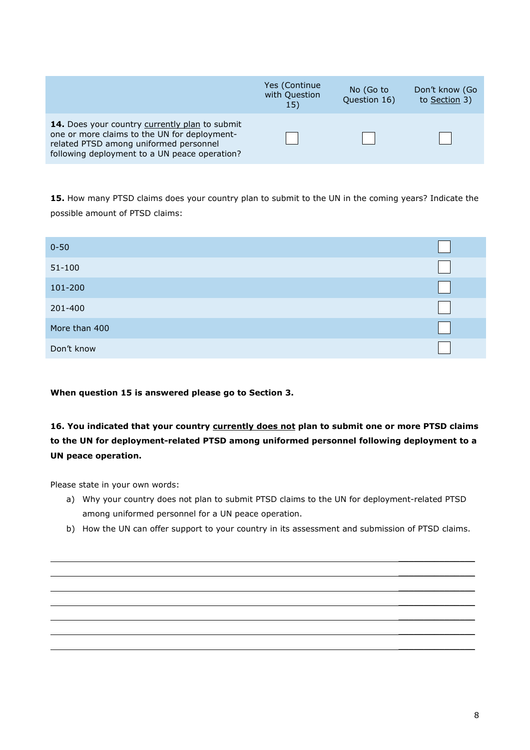| | Yes (Continue with Question 15) | No (Go to Question 16) | Don't know (Go to Section 3) |
|---|---|---|---|
| **14.** Does your country currently plan to submit one or more claims to the UN for deployment-related PTSD among uniformed personnel following deployment to a UN peace operation? | ☐ | ☐ | ☐ |

**15.** How many PTSD claims does your country plan to submit to the UN in the coming years? Indicate the possible amount of PTSD claims:

| | |
|---|---|
| 0-50 | ☐ |
| 51-100 | ☐ |
| 101-200 | ☐ |
| 201-400 | ☐ |
| More than 400 | ☐ |
| Don't know | ☐ |

**When question 15 is answered please go to Section 3.**

**16. You indicated that your country currently does not plan to submit one or more PTSD claims to the UN for deployment-related PTSD among uniformed personnel following deployment to a UN peace operation.**

Please state in your own words:

a) Why your country does not plan to submit PTSD claims to the UN for deployment-related PTSD among uniformed personnel for a UN peace operation.

b) How the UN can offer support to your country in its assessment and submission of PTSD claims.

___________________________________________________________________________

___________________________________________________________________________

___________________________________________________________________________

___________________________________________________________________________

___________________________________________________________________________

___________________________________________________________________________

___________________________________________________________________________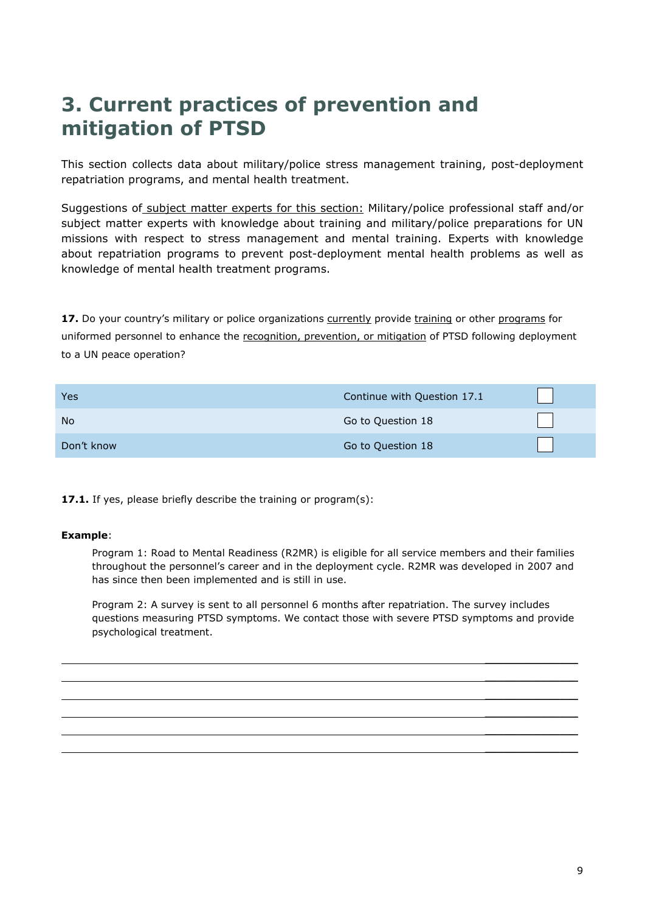# 3. Current practices of prevention and mitigation of PTSD

This section collects data about military/police stress management training, post-deployment repatriation programs, and mental health treatment.

Suggestions of subject matter experts for this section: Military/police professional staff and/or subject matter experts with knowledge about training and military/police preparations for UN missions with respect to stress management and mental training. Experts with knowledge about repatriation programs to prevent post-deployment mental health problems as well as knowledge of mental health treatment programs.

**17.** Do your country's military or police organizations currently provide training or other programs for uniformed personnel to enhance the recognition, prevention, or mitigation of PTSD following deployment to a UN peace operation?

| | | |
|---|---|---|
| Yes | Continue with Question 17.1 | ☐ |
| No | Go to Question 18 | ☐ |
| Don't know | Go to Question 18 | ☐ |

**17.1.** If yes, please briefly describe the training or program(s):

**Example**:

> Program 1: Road to Mental Readiness (R2MR) is eligible for all service members and their families throughout the personnel's career and in the deployment cycle. R2MR was developed in 2007 and has since then been implemented and is still in use.
>
> Program 2: A survey is sent to all personnel 6 months after repatriation. The survey includes questions measuring PTSD symptoms. We contact those with severe PTSD symptoms and provide psychological treatment.

______________________________________________________________________________

______________________________________________________________________________

______________________________________________________________________________

______________________________________________________________________________

______________________________________________________________________________

______________________________________________________________________________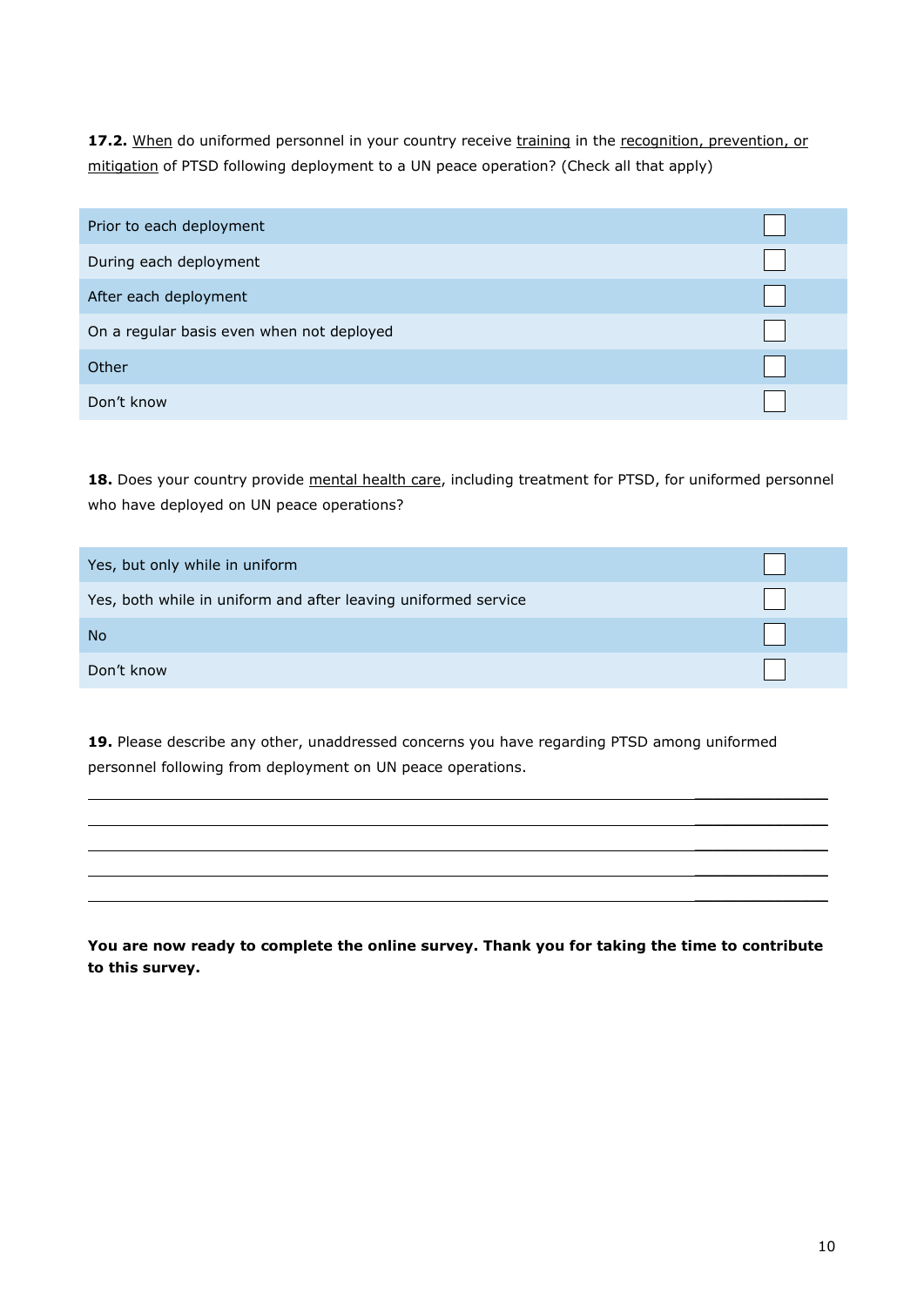**17.2.** When do uniformed personnel in your country receive training in the recognition, prevention, or mitigation of PTSD following deployment to a UN peace operation? (Check all that apply)

| | |
|---|---|
| Prior to each deployment | ☐ |
| During each deployment | ☐ |
| After each deployment | ☐ |
| On a regular basis even when not deployed | ☐ |
| Other | ☐ |
| Don't know | ☐ |

**18.** Does your country provide mental health care, including treatment for PTSD, for uniformed personnel who have deployed on UN peace operations?

| | |
|---|---|
| Yes, but only while in uniform | ☐ |
| Yes, both while in uniform and after leaving uniformed service | ☐ |
| No | ☐ |
| Don't know | ☐ |

**19.** Please describe any other, unaddressed concerns you have regarding PTSD among uniformed personnel following from deployment on UN peace operations.

______________________________________________________________________________

______________________________________________________________________________

______________________________________________________________________________

______________________________________________________________________________

______________________________________________________________________________

**You are now ready to complete the online survey. Thank you for taking the time to contribute to this survey.**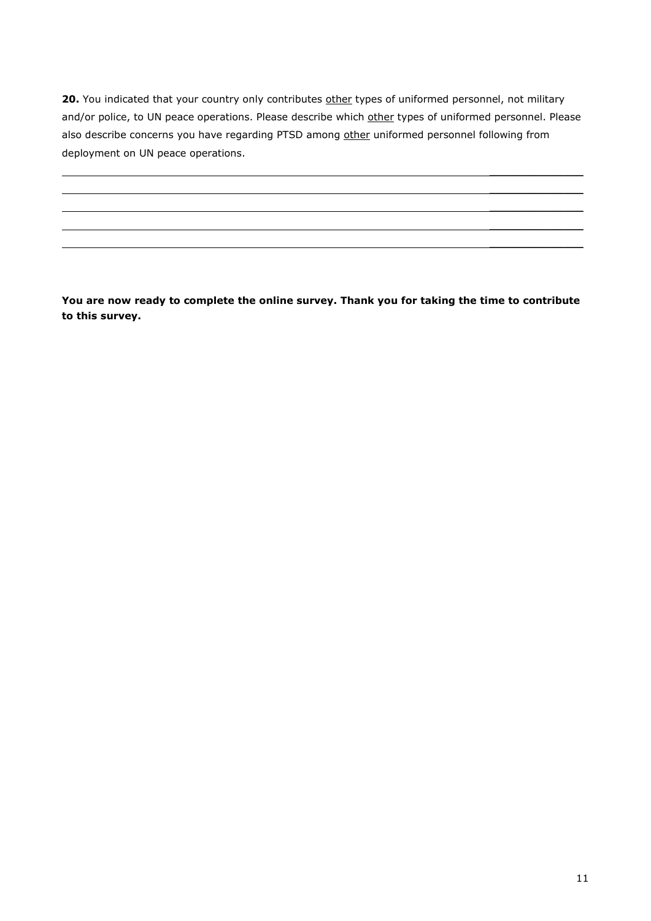**20.** You indicated that your country only contributes <u>other</u> types of uniformed personnel, not military and/or police, to UN peace operations. Please describe which <u>other</u> types of uniformed personnel. Please also describe concerns you have regarding PTSD among <u>other</u> uniformed personnel following from deployment on UN peace operations.

______________________________________________________________________________

______________________________________________________________________________

______________________________________________________________________________

______________________________________________________________________________

______________________________________________________________________________

**You are now ready to complete the online survey. Thank you for taking the time to contribute to this survey.**